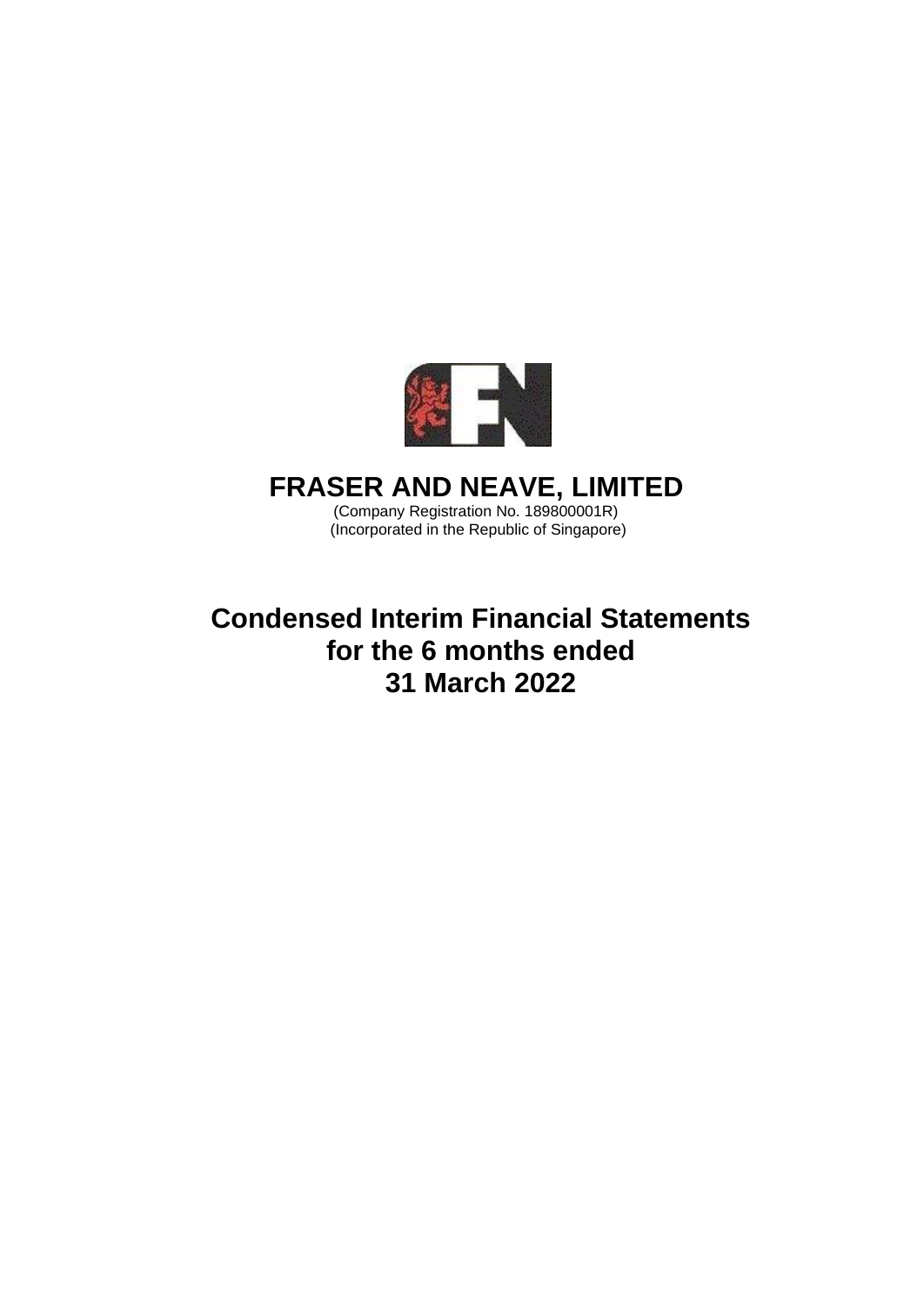# FRASER AND NEAVE, LIMITED

(Company Registration No. 189800001R)
(Incorporated in the Republic of Singapore)

# Condensed Interim Financial Statements for the 6 months ended 31 March 2022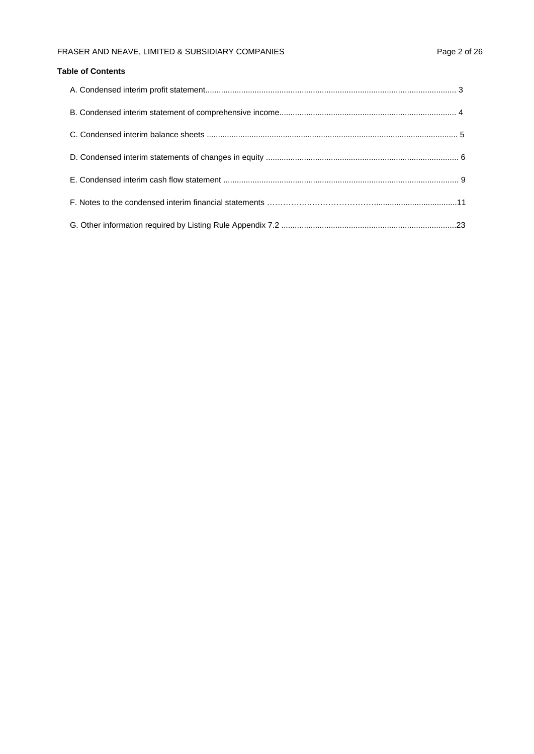**Table of Contents**

A. Condensed interim profit statement ........................................................................................................ 3

B. Condensed interim statement of comprehensive income ............................................................................ 4

C. Condensed interim balance sheets ......................................................................................................... 5

D. Condensed interim statements of changes in equity ................................................................................... 6

E. Condensed interim cash flow statement .................................................................................................. 9

F. Notes to the condensed interim financial statements ................................................................................. 11

G. Other information required by Listing Rule Appendix 7.2 ............................................................................ 23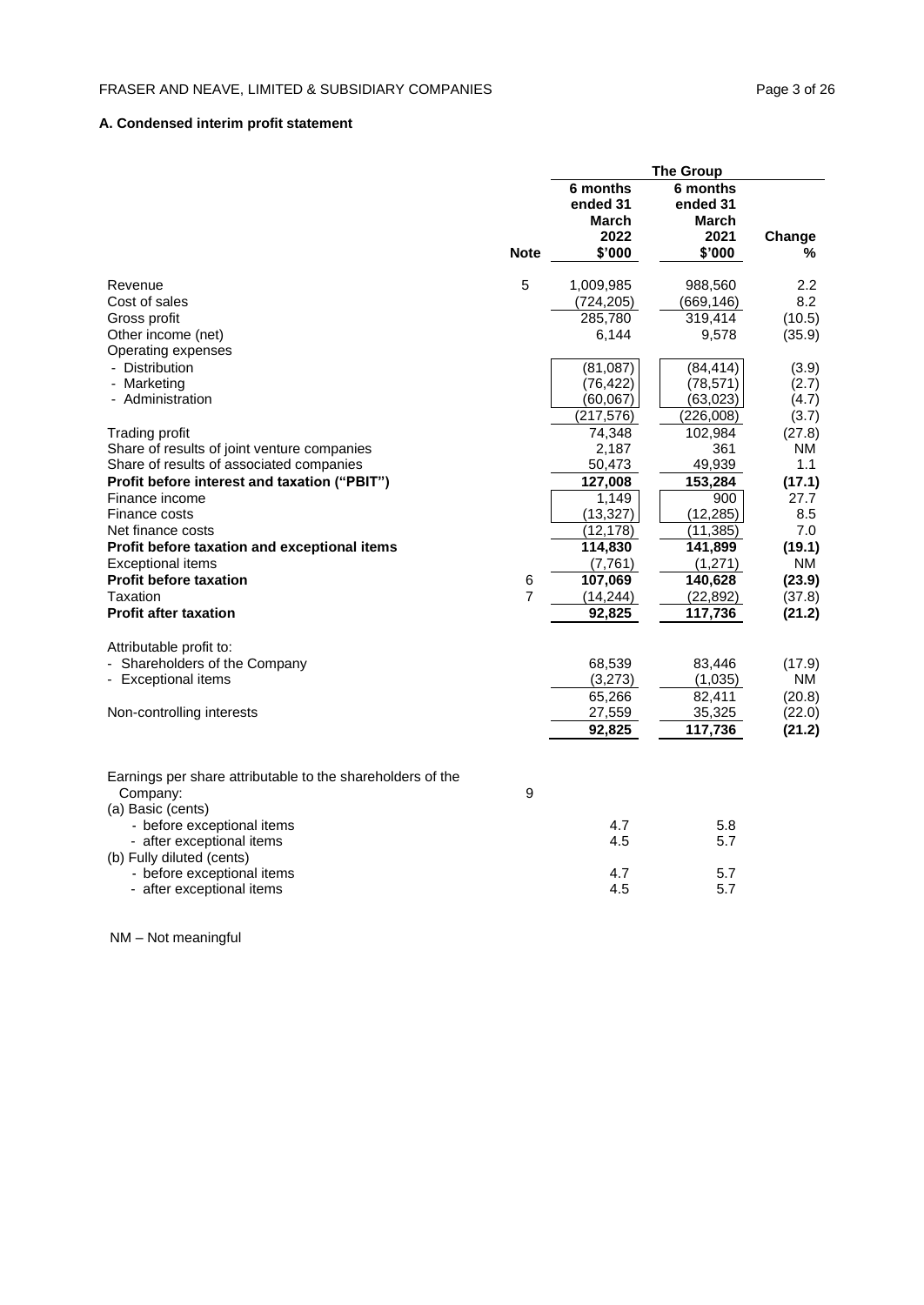### A. Condensed interim profit statement

| | Note | The Group 6 months ended 31 March 2022 $'000 | 6 months ended 31 March 2021 $'000 | Change % |
|---|---|---|---|---|
| Revenue | 5 | 1,009,985 | 988,560 | 2.2 |
| Cost of sales | | (724,205) | (669,146) | 8.2 |
| Gross profit | | 285,780 | 319,414 | (10.5) |
| Other income (net) | | 6,144 | 9,578 | (35.9) |
| Operating expenses | | | | |
| - Distribution | | (81,087) | (84,414) | (3.9) |
| - Marketing | | (76,422) | (78,571) | (2.7) |
| - Administration | | (60,067) | (63,023) | (4.7) |
| | | (217,576) | (226,008) | (3.7) |
| Trading profit | | 74,348 | 102,984 | (27.8) |
| Share of results of joint venture companies | | 2,187 | 361 | NM |
| Share of results of associated companies | | 50,473 | 49,939 | 1.1 |
| **Profit before interest and taxation ("PBIT")** | | **127,008** | **153,284** | **(17.1)** |
| Finance income | | 1,149 | 900 | 27.7 |
| Finance costs | | (13,327) | (12,285) | 8.5 |
| Net finance costs | | (12,178) | (11,385) | 7.0 |
| **Profit before taxation and exceptional items** | | **114,830** | **141,899** | **(19.1)** |
| Exceptional items | | (7,761) | (1,271) | NM |
| **Profit before taxation** | 6 | **107,069** | **140,628** | **(23.9)** |
| Taxation | 7 | (14,244) | (22,892) | (37.8) |
| **Profit after taxation** | | **92,825** | **117,736** | **(21.2)** |
| | | | | |
| Attributable profit to: | | | | |
| - Shareholders of the Company | | 68,539 | 83,446 | (17.9) |
| - Exceptional items | | (3,273) | (1,035) | NM |
| | | 65,266 | 82,411 | (20.8) |
| Non-controlling interests | | 27,559 | 35,325 | (22.0) |
| | | **92,825** | **117,736** | **(21.2)** |
| | | | | |
| Earnings per share attributable to the shareholders of the Company: | 9 | | | |
| (a) Basic (cents) | | | | |
| - before exceptional items | | 4.7 | 5.8 | |
| - after exceptional items | | 4.5 | 5.7 | |
| (b) Fully diluted (cents) | | | | |
| - before exceptional items | | 4.7 | 5.7 | |
| - after exceptional items | | 4.5 | 5.7 | |

NM – Not meaningful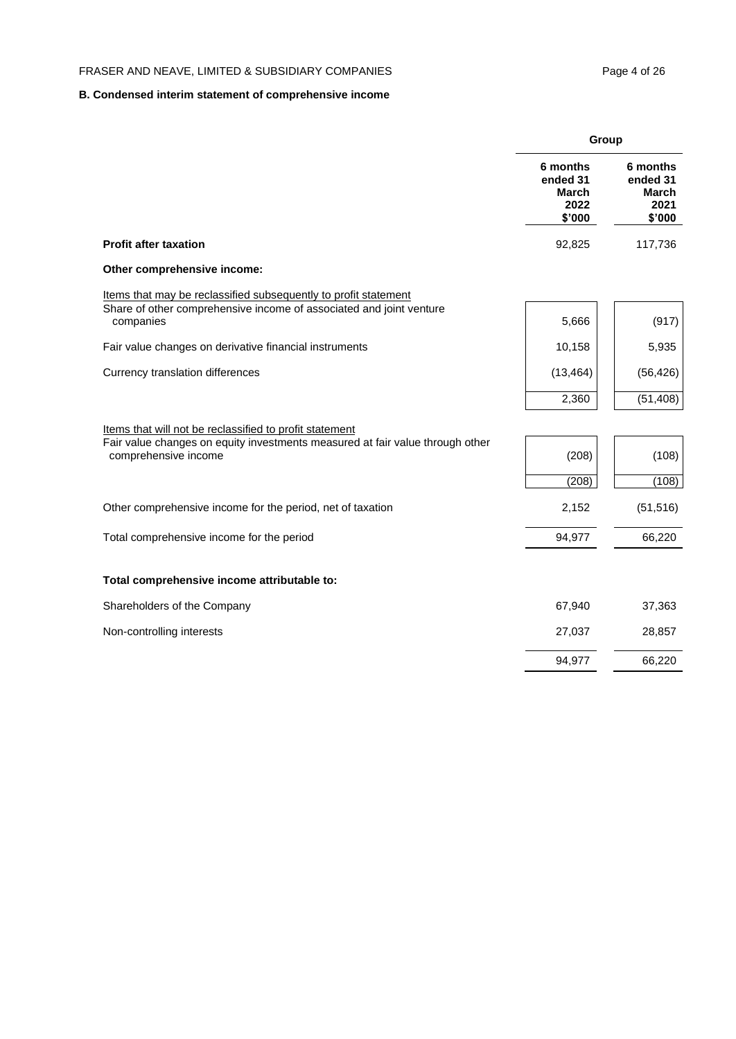## B. Condensed interim statement of comprehensive income

| | Group | |
|---|---|---|
| | 6 months ended 31 March 2022 $'000 | 6 months ended 31 March 2021 $'000 |
| **Profit after taxation** | 92,825 | 117,736 |
| **Other comprehensive income:** | | |
| Items that may be reclassified subsequently to profit statement | | |
| Share of other comprehensive income of associated and joint venture companies | 5,666 | (917) |
| Fair value changes on derivative financial instruments | 10,158 | 5,935 |
| Currency translation differences | (13,464) | (56,426) |
| | 2,360 | (51,408) |
| Items that will not be reclassified to profit statement | | |
| Fair value changes on equity investments measured at fair value through other comprehensive income | (208) | (108) |
| | (208) | (108) |
| Other comprehensive income for the period, net of taxation | 2,152 | (51,516) |
| Total comprehensive income for the period | 94,977 | 66,220 |
| **Total comprehensive income attributable to:** | | |
| Shareholders of the Company | 67,940 | 37,363 |
| Non-controlling interests | 27,037 | 28,857 |
| | 94,977 | 66,220 |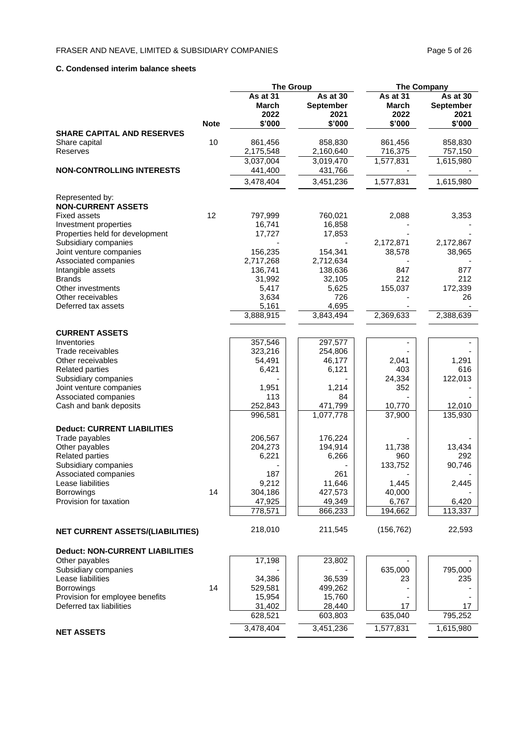### C. Condensed interim balance sheets

| | Note | The Group | | The Company | |
|---|---|---|---|---|---|
| | | As at 31 March 2022 | As at 30 September 2021 | As at 31 March 2022 | As at 30 September 2021 |
| | | $'000 | $'000 | $'000 | $'000 |
| **SHARE CAPITAL AND RESERVES** | | | | | |
| Share capital | 10 | 861,456 | 858,830 | 861,456 | 858,830 |
| Reserves | | 2,175,548 | 2,160,640 | 716,375 | 757,150 |
| | | 3,037,004 | 3,019,470 | 1,577,831 | 1,615,980 |
| **NON-CONTROLLING INTERESTS** | | 441,400 | 431,766 | - | - |
| | | 3,478,404 | 3,451,236 | 1,577,831 | 1,615,980 |
| Represented by: | | | | | |
| **NON-CURRENT ASSETS** | | | | | |
| Fixed assets | 12 | 797,999 | 760,021 | 2,088 | 3,353 |
| Investment properties | | 16,741 | 16,858 | - | - |
| Properties held for development | | 17,727 | 17,853 | - | - |
| Subsidiary companies | | - | - | 2,172,871 | 2,172,867 |
| Joint venture companies | | 156,235 | 154,341 | 38,578 | 38,965 |
| Associated companies | | 2,717,268 | 2,712,634 | - | - |
| Intangible assets | | 136,741 | 138,636 | 847 | 877 |
| Brands | | 31,992 | 32,105 | 212 | 212 |
| Other investments | | 5,417 | 5,625 | 155,037 | 172,339 |
| Other receivables | | 3,634 | 726 | - | 26 |
| Deferred tax assets | | 5,161 | 4,695 | - | - |
| | | 3,888,915 | 3,843,494 | 2,369,633 | 2,388,639 |
| **CURRENT ASSETS** | | | | | |
| Inventories | | 357,546 | 297,577 | - | - |
| Trade receivables | | 323,216 | 254,806 | - | - |
| Other receivables | | 54,491 | 46,177 | 2,041 | 1,291 |
| Related parties | | 6,421 | 6,121 | 403 | 616 |
| Subsidiary companies | | - | - | 24,334 | 122,013 |
| Joint venture companies | | 1,951 | 1,214 | 352 | - |
| Associated companies | | 113 | 84 | - | - |
| Cash and bank deposits | | 252,843 | 471,799 | 10,770 | 12,010 |
| | | 996,581 | 1,077,778 | 37,900 | 135,930 |
| **Deduct: CURRENT LIABILITIES** | | | | | |
| Trade payables | | 206,567 | 176,224 | - | - |
| Other payables | | 204,273 | 194,914 | 11,738 | 13,434 |
| Related parties | | 6,221 | 6,266 | 960 | 292 |
| Subsidiary companies | | - | - | 133,752 | 90,746 |
| Associated companies | | 187 | 261 | - | - |
| Lease liabilities | | 9,212 | 11,646 | 1,445 | 2,445 |
| Borrowings | 14 | 304,186 | 427,573 | 40,000 | - |
| Provision for taxation | | 47,925 | 49,349 | 6,767 | 6,420 |
| | | 778,571 | 866,233 | 194,662 | 113,337 |
| **NET CURRENT ASSETS/(LIABILITIES)** | | 218,010 | 211,545 | (156,762) | 22,593 |
| **Deduct: NON-CURRENT LIABILITIES** | | | | | |
| Other payables | | 17,198 | 23,802 | - | - |
| Subsidiary companies | | - | - | 635,000 | 795,000 |
| Lease liabilities | | 34,386 | 36,539 | 23 | 235 |
| Borrowings | 14 | 529,581 | 499,262 | - | - |
| Provision for employee benefits | | 15,954 | 15,760 | - | - |
| Deferred tax liabilities | | 31,402 | 28,440 | 17 | 17 |
| | | 628,521 | 603,803 | 635,040 | 795,252 |
| **NET ASSETS** | | 3,478,404 | 3,451,236 | 1,577,831 | 1,615,980 |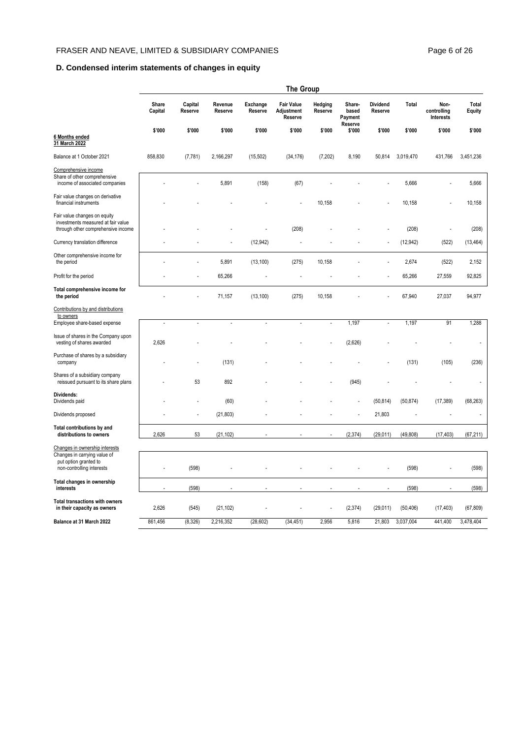## D. Condensed interim statements of changes in equity

| | The Group | | | | | | | | | | |
|---|---|---|---|---|---|---|---|---|---|---|---|
| | Share Capital | Capital Reserve | Revenue Reserve | Exchange Reserve | Fair Value Adjustment Reserve | Hedging Reserve | Share-based Payment Reserve | Dividend Reserve | Total | Non-controlling Interests | Total Equity |
| | $'000 | $'000 | $'000 | $'000 | $'000 | $'000 | $'000 | $'000 | $'000 | $'000 | $'000 |
| **6 Months ended 31 March 2022** | | | | | | | | | | | |
| Balance at 1 October 2021 | 858,830 | (7,781) | 2,166,297 | (15,502) | (34,176) | (7,202) | 8,190 | 50,814 | 3,019,470 | 431,766 | 3,451,236 |
| Comprehensive income | | | | | | | | | | | |
| Share of other comprehensive income of associated companies | - | - | 5,891 | (158) | (67) | - | - | - | 5,666 | - | 5,666 |
| Fair value changes on derivative financial instruments | - | - | - | - | - | 10,158 | - | - | 10,158 | - | 10,158 |
| Fair value changes on equity investments measured at fair value through other comprehensive income | - | - | - | - | (208) | - | - | - | (208) | - | (208) |
| Currency translation difference | - | - | - | (12,942) | - | - | - | - | (12,942) | (522) | (13,464) |
| Other comprehensive income for the period | - | - | 5,891 | (13,100) | (275) | 10,158 | - | - | 2,674 | (522) | 2,152 |
| Profit for the period | - | - | 65,266 | - | - | - | - | - | 65,266 | 27,559 | 92,825 |
| **Total comprehensive income for the period** | - | - | 71,157 | (13,100) | (275) | 10,158 | - | - | 67,940 | 27,037 | 94,977 |
| Contributions by and distributions to owners | | | | | | | | | | | |
| Employee share-based expense | - | - | - | - | - | - | 1,197 | - | 1,197 | 91 | 1,288 |
| Issue of shares in the Company upon vesting of shares awarded | 2,626 | - | - | - | - | - | (2,626) | - | - | - | - |
| Purchase of shares by a subsidiary company | - | - | (131) | - | - | - | - | - | (131) | (105) | (236) |
| Shares of a subsidiary company reissued pursuant to its share plans | - | 53 | 892 | - | - | - | (945) | - | - | - | - |
| **Dividends:** | | | | | | | | | | | |
| Dividends paid | - | - | (60) | - | - | - | - | (50,814) | (50,874) | (17,389) | (68,263) |
| Dividends proposed | - | - | (21,803) | - | - | - | - | 21,803 | - | - | - |
| **Total contributions by and distributions to owners** | 2,626 | 53 | (21,102) | - | - | - | (2,374) | (29,011) | (49,808) | (17,403) | (67,211) |
| Changes in ownership interests | | | | | | | | | | | |
| Changes in carrying value of put option granted to non-controlling interests | - | (598) | - | - | - | - | - | - | (598) | - | (598) |
| **Total changes in ownership interests** | - | (598) | - | - | - | - | - | - | (598) | - | (598) |
| **Total transactions with owners in their capacity as owners** | 2,626 | (545) | (21,102) | - | - | - | (2,374) | (29,011) | (50,406) | (17,403) | (67,809) |
| **Balance at 31 March 2022** | 861,456 | (8,326) | 2,216,352 | (28,602) | (34,451) | 2,956 | 5,816 | 21,803 | 3,037,004 | 441,400 | 3,478,404 |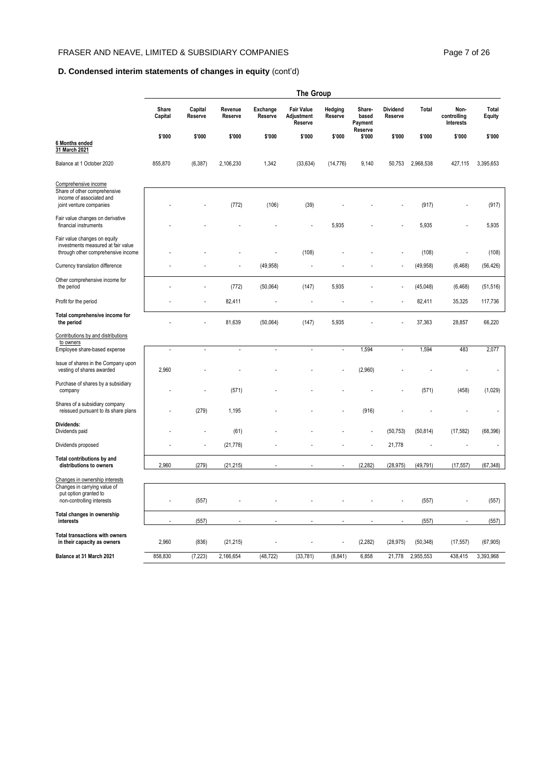## D. Condensed interim statements of changes in equity (cont'd)

| | The Group | | | | | | | | | | |
|---|---|---|---|---|---|---|---|---|---|---|---|
| | Share Capital | Capital Reserve | Revenue Reserve | Exchange Reserve | Fair Value Adjustment Reserve | Hedging Reserve | Share-based Payment Reserve | Dividend Reserve | Total | Non-controlling Interests | Total Equity |
| | $'000 | $'000 | $'000 | $'000 | $'000 | $'000 | $'000 | $'000 | $'000 | $'000 | $'000 |
| **6 Months ended 31 March 2021** | | | | | | | | | | | |
| Balance at 1 October 2020 | 855,870 | (6,387) | 2,106,230 | 1,342 | (33,634) | (14,776) | 9,140 | 50,753 | 2,968,538 | 427,115 | 3,395,653 |
| Comprehensive income | | | | | | | | | | | |
| Share of other comprehensive income of associated and joint venture companies | - | - | (772) | (106) | (39) | - | - | - | (917) | - | (917) |
| Fair value changes on derivative financial instruments | - | - | - | - | - | 5,935 | - | - | 5,935 | - | 5,935 |
| Fair value changes on equity investments measured at fair value through other comprehensive income | - | - | - | - | (108) | - | - | - | (108) | - | (108) |
| Currency translation difference | - | - | - | (49,958) | - | - | - | - | (49,958) | (6,468) | (56,426) |
| Other comprehensive income for the period | - | - | (772) | (50,064) | (147) | 5,935 | - | - | (45,048) | (6,468) | (51,516) |
| Profit for the period | - | - | 82,411 | - | - | - | - | - | 82,411 | 35,325 | 117,736 |
| **Total comprehensive income for the period** | - | - | 81,639 | (50,064) | (147) | 5,935 | - | - | 37,363 | 28,857 | 66,220 |
| Contributions by and distributions to owners | | | | | | | | | | | |
| Employee share-based expense | - | - | - | - | - | - | 1,594 | - | 1,594 | 483 | 2,077 |
| Issue of shares in the Company upon vesting of shares awarded | 2,960 | - | - | - | - | - | (2,960) | - | - | - | - |
| Purchase of shares by a subsidiary company | - | - | (571) | - | - | - | - | - | (571) | (458) | (1,029) |
| Shares of a subsidiary company reissued pursuant to its share plans | - | (279) | 1,195 | - | - | - | (916) | - | - | - | - |
| **Dividends:** | | | | | | | | | | | |
| Dividends paid | - | - | (61) | - | - | - | - | (50,753) | (50,814) | (17,582) | (68,396) |
| Dividends proposed | - | - | (21,778) | - | - | - | - | 21,778 | - | - | - |
| **Total contributions by and distributions to owners** | 2,960 | (279) | (21,215) | - | - | - | (2,282) | (28,975) | (49,791) | (17,557) | (67,348) |
| Changes in ownership interests | | | | | | | | | | | |
| Changes in carrying value of put option granted to non-controlling interests | - | (557) | - | - | - | - | - | - | (557) | - | (557) |
| **Total changes in ownership interests** | - | (557) | - | - | - | - | - | - | (557) | - | (557) |
| **Total transactions with owners in their capacity as owners** | 2,960 | (836) | (21,215) | - | - | - | (2,282) | (28,975) | (50,348) | (17,557) | (67,905) |
| **Balance at 31 March 2021** | 858,830 | (7,223) | 2,166,654 | (48,722) | (33,781) | (8,841) | 6,858 | 21,778 | 2,955,553 | 438,415 | 3,393,968 |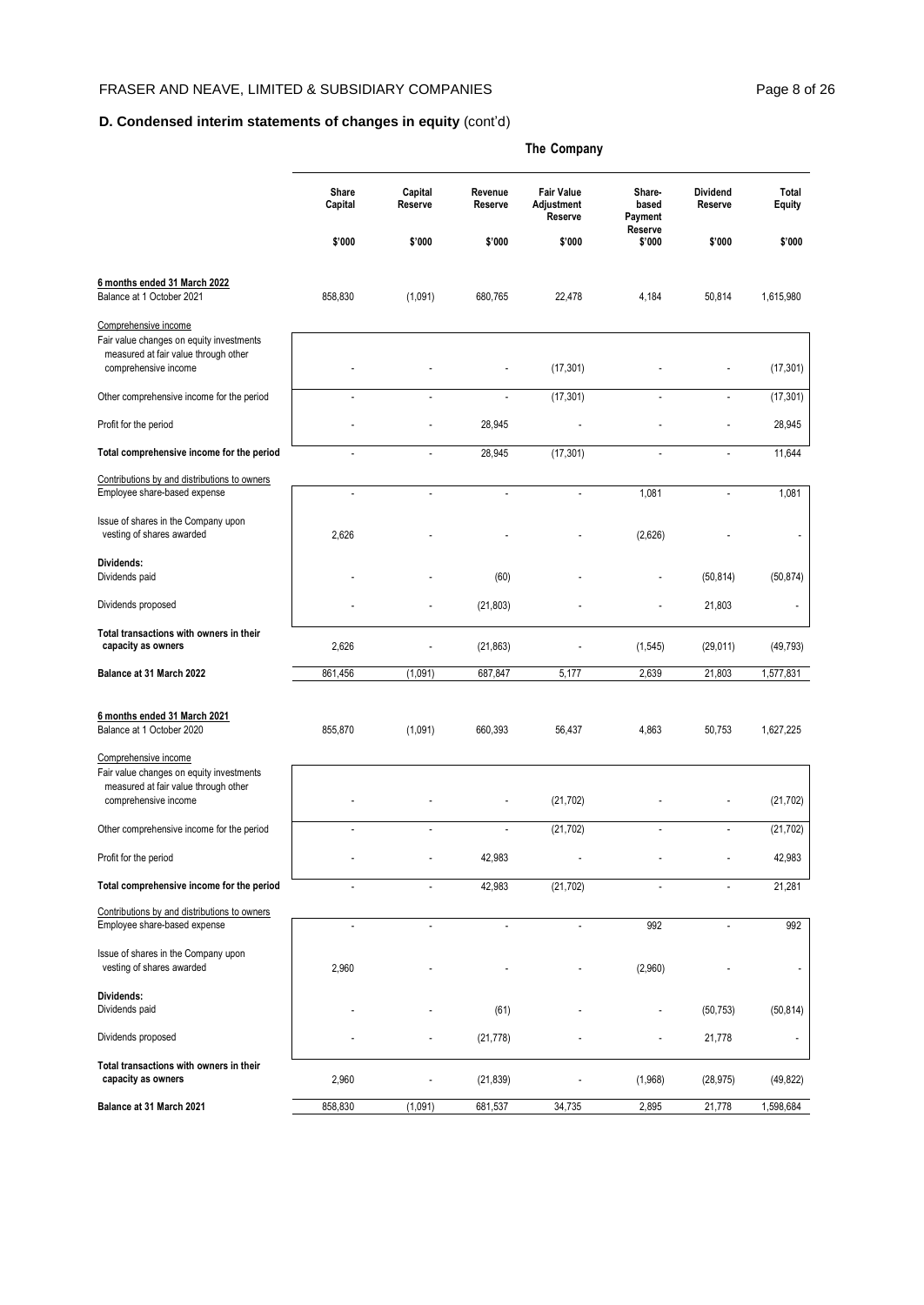## D. Condensed interim statements of changes in equity (cont'd)

| | The Company | | | | | | |
|---|---|---|---|---|---|---|---|
| | Share Capital | Capital Reserve | Revenue Reserve | Fair Value Adjustment Reserve | Share-based Payment Reserve | Dividend Reserve | Total Equity |
| | $'000 | $'000 | $'000 | $'000 | $'000 | $'000 | $'000 |
| **6 months ended 31 March 2022** | | | | | | | |
| Balance at 1 October 2021 | 858,830 | (1,091) | 680,765 | 22,478 | 4,184 | 50,814 | 1,615,980 |
| Comprehensive income | | | | | | | |
| Fair value changes on equity investments measured at fair value through other comprehensive income | - | - | - | (17,301) | - | - | (17,301) |
| Other comprehensive income for the period | - | - | - | (17,301) | - | - | (17,301) |
| Profit for the period | - | - | 28,945 | - | - | - | 28,945 |
| **Total comprehensive income for the period** | - | - | 28,945 | (17,301) | - | - | 11,644 |
| Contributions by and distributions to owners | | | | | | | |
| Employee share-based expense | - | - | - | - | 1,081 | - | 1,081 |
| Issue of shares in the Company upon vesting of shares awarded | 2,626 | - | - | - | (2,626) | - | - |
| **Dividends:** | | | | | | | |
| Dividends paid | - | - | (60) | - | - | (50,814) | (50,874) |
| Dividends proposed | - | - | (21,803) | - | - | 21,803 | - |
| **Total transactions with owners in their capacity as owners** | 2,626 | - | (21,863) | - | (1,545) | (29,011) | (49,793) |
| **Balance at 31 March 2022** | 861,456 | (1,091) | 687,847 | 5,177 | 2,639 | 21,803 | 1,577,831 |
| **6 months ended 31 March 2021** | | | | | | | |
| Balance at 1 October 2020 | 855,870 | (1,091) | 660,393 | 56,437 | 4,863 | 50,753 | 1,627,225 |
| Comprehensive income | | | | | | | |
| Fair value changes on equity investments measured at fair value through other comprehensive income | - | - | - | (21,702) | - | - | (21,702) |
| Other comprehensive income for the period | - | - | - | (21,702) | - | - | (21,702) |
| Profit for the period | - | - | 42,983 | - | - | - | 42,983 |
| **Total comprehensive income for the period** | - | - | 42,983 | (21,702) | - | - | 21,281 |
| Contributions by and distributions to owners | | | | | | | |
| Employee share-based expense | - | - | - | - | 992 | - | 992 |
| Issue of shares in the Company upon vesting of shares awarded | 2,960 | - | - | - | (2,960) | - | - |
| **Dividends:** | | | | | | | |
| Dividends paid | - | - | (61) | - | - | (50,753) | (50,814) |
| Dividends proposed | - | - | (21,778) | - | - | 21,778 | - |
| **Total transactions with owners in their capacity as owners** | 2,960 | - | (21,839) | - | (1,968) | (28,975) | (49,822) |
| **Balance at 31 March 2021** | 858,830 | (1,091) | 681,537 | 34,735 | 2,895 | 21,778 | 1,598,684 |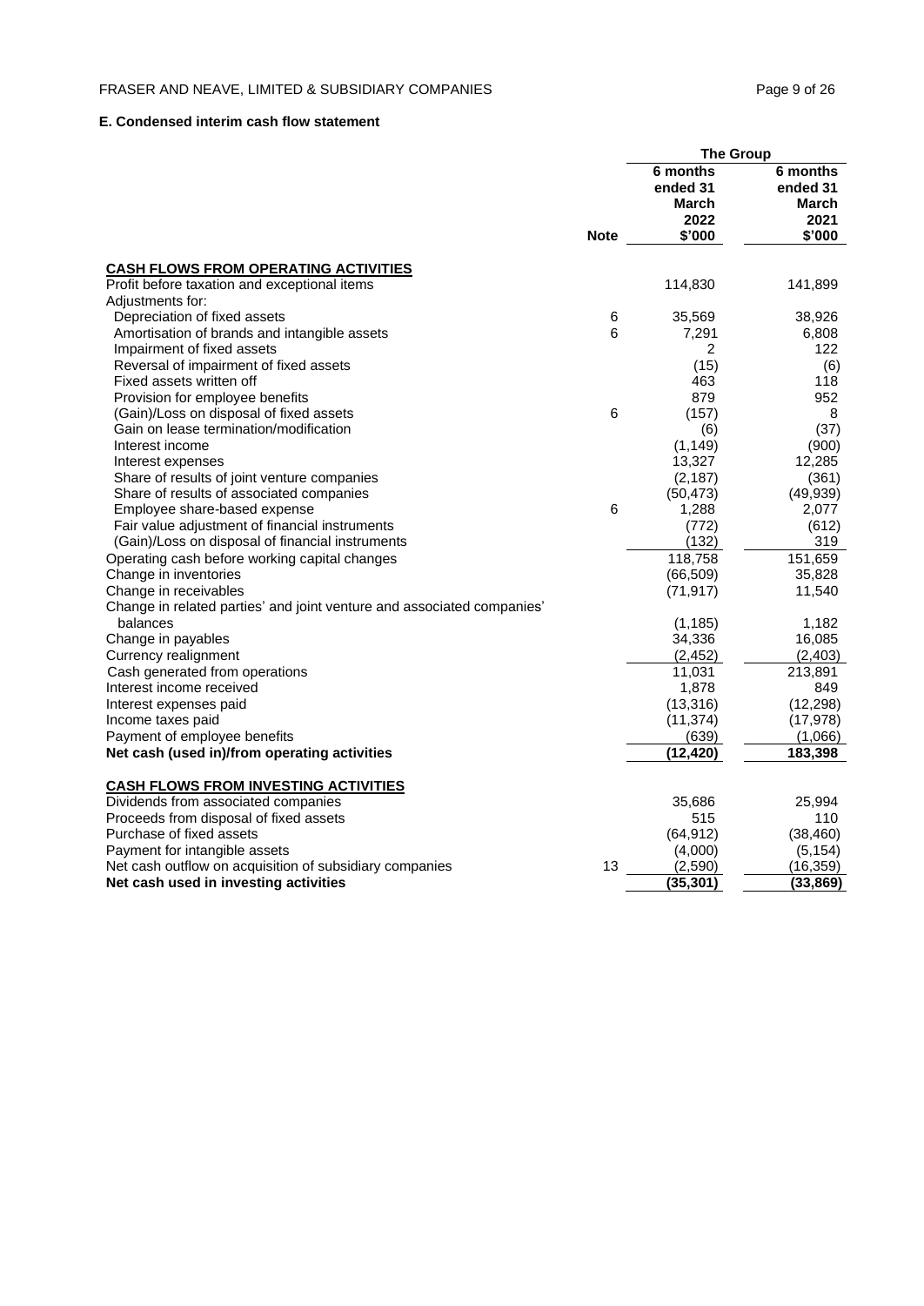## E. Condensed interim cash flow statement

| | Note | The Group | |
|---|---|---|---|
| | | 6 months ended 31 March 2022 $'000 | 6 months ended 31 March 2021 $'000 |
| **CASH FLOWS FROM OPERATING ACTIVITIES** | | | |
| Profit before taxation and exceptional items | | 114,830 | 141,899 |
| Adjustments for: | | | |
| Depreciation of fixed assets | 6 | 35,569 | 38,926 |
| Amortisation of brands and intangible assets | 6 | 7,291 | 6,808 |
| Impairment of fixed assets | | 2 | 122 |
| Reversal of impairment of fixed assets | | (15) | (6) |
| Fixed assets written off | | 463 | 118 |
| Provision for employee benefits | | 879 | 952 |
| (Gain)/Loss on disposal of fixed assets | 6 | (157) | 8 |
| Gain on lease termination/modification | | (6) | (37) |
| Interest income | | (1,149) | (900) |
| Interest expenses | | 13,327 | 12,285 |
| Share of results of joint venture companies | | (2,187) | (361) |
| Share of results of associated companies | | (50,473) | (49,939) |
| Employee share-based expense | 6 | 1,288 | 2,077 |
| Fair value adjustment of financial instruments | | (772) | (612) |
| (Gain)/Loss on disposal of financial instruments | | (132) | 319 |
| Operating cash before working capital changes | | 118,758 | 151,659 |
| Change in inventories | | (66,509) | 35,828 |
| Change in receivables | | (71,917) | 11,540 |
| Change in related parties' and joint venture and associated companies' balances | | (1,185) | 1,182 |
| Change in payables | | 34,336 | 16,085 |
| Currency realignment | | (2,452) | (2,403) |
| Cash generated from operations | | 11,031 | 213,891 |
| Interest income received | | 1,878 | 849 |
| Interest expenses paid | | (13,316) | (12,298) |
| Income taxes paid | | (11,374) | (17,978) |
| Payment of employee benefits | | (639) | (1,066) |
| **Net cash (used in)/from operating activities** | | **(12,420)** | **183,398** |
| **CASH FLOWS FROM INVESTING ACTIVITIES** | | | |
| Dividends from associated companies | | 35,686 | 25,994 |
| Proceeds from disposal of fixed assets | | 515 | 110 |
| Purchase of fixed assets | | (64,912) | (38,460) |
| Payment for intangible assets | | (4,000) | (5,154) |
| Net cash outflow on acquisition of subsidiary companies | 13 | (2,590) | (16,359) |
| **Net cash used in investing activities** | | **(35,301)** | **(33,869)** |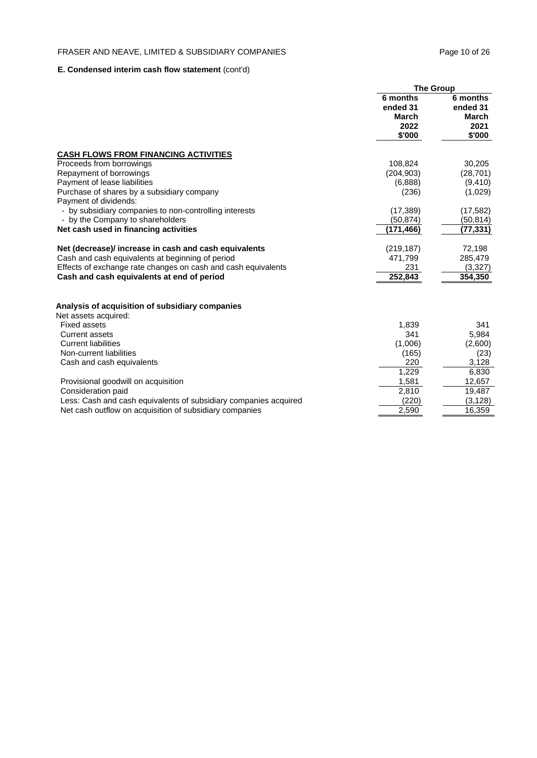**E. Condensed interim cash flow statement** (cont'd)

| | The Group | |
|---|---|---|
| | 6 months ended 31 March 2022 $'000 | 6 months ended 31 March 2021 $'000 |
| **CASH FLOWS FROM FINANCING ACTIVITIES** | | |
| Proceeds from borrowings | 108,824 | 30,205 |
| Repayment of borrowings | (204,903) | (28,701) |
| Payment of lease liabilities | (6,888) | (9,410) |
| Purchase of shares by a subsidiary company | (236) | (1,029) |
| Payment of dividends: | | |
| - by subsidiary companies to non-controlling interests | (17,389) | (17,582) |
| - by the Company to shareholders | (50,874) | (50,814) |
| **Net cash used in financing activities** | **(171,466)** | **(77,331)** |
| **Net (decrease)/ increase in cash and cash equivalents** | (219,187) | 72,198 |
| Cash and cash equivalents at beginning of period | 471,799 | 285,479 |
| Effects of exchange rate changes on cash and cash equivalents | 231 | (3,327) |
| **Cash and cash equivalents at end of period** | **252,843** | **354,350** |
| | | |
| **Analysis of acquisition of subsidiary companies** | | |
| Net assets acquired: | | |
| Fixed assets | 1,839 | 341 |
| Current assets | 341 | 5,984 |
| Current liabilities | (1,006) | (2,600) |
| Non-current liabilities | (165) | (23) |
| Cash and cash equivalents | 220 | 3,128 |
| | 1,229 | 6,830 |
| Provisional goodwill on acquisition | 1,581 | 12,657 |
| Consideration paid | 2,810 | 19,487 |
| Less: Cash and cash equivalents of subsidiary companies acquired | (220) | (3,128) |
| Net cash outflow on acquisition of subsidiary companies | 2,590 | 16,359 |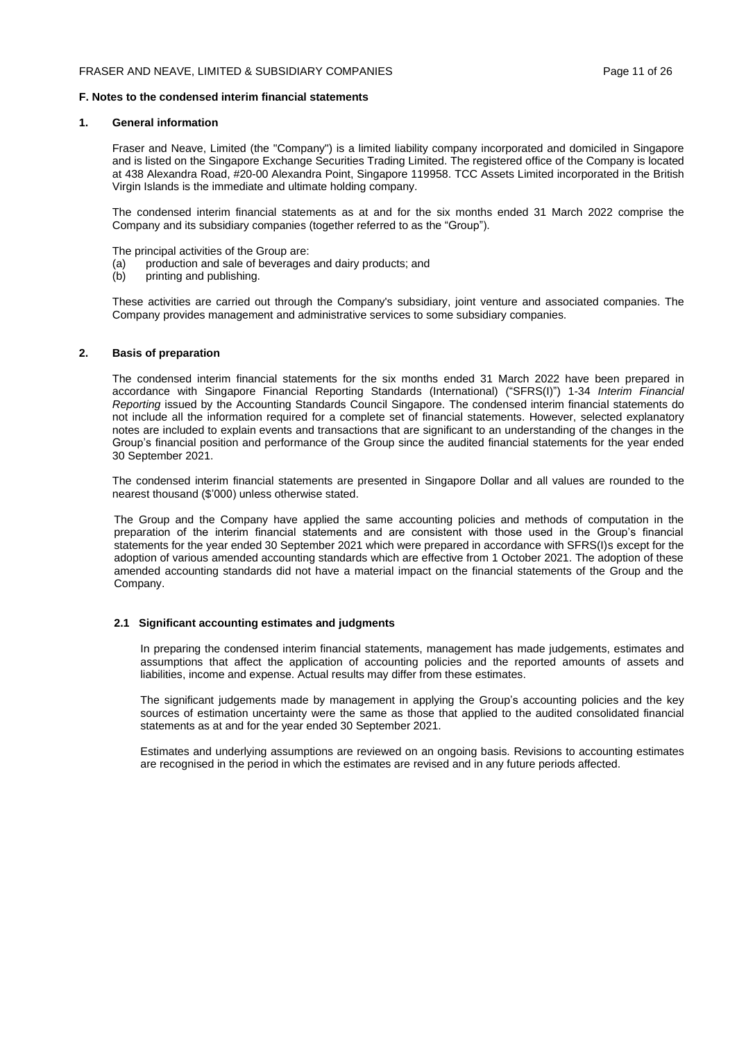## F. Notes to the condensed interim financial statements

### 1. General information

Fraser and Neave, Limited (the "Company") is a limited liability company incorporated and domiciled in Singapore and is listed on the Singapore Exchange Securities Trading Limited. The registered office of the Company is located at 438 Alexandra Road, #20-00 Alexandra Point, Singapore 119958. TCC Assets Limited incorporated in the British Virgin Islands is the immediate and ultimate holding company.

The condensed interim financial statements as at and for the six months ended 31 March 2022 comprise the Company and its subsidiary companies (together referred to as the "Group").

The principal activities of the Group are:

(a) production and sale of beverages and dairy products; and
(b) printing and publishing.

These activities are carried out through the Company's subsidiary, joint venture and associated companies. The Company provides management and administrative services to some subsidiary companies.

### 2. Basis of preparation

The condensed interim financial statements for the six months ended 31 March 2022 have been prepared in accordance with Singapore Financial Reporting Standards (International) ("SFRS(I)") 1-34 *Interim Financial Reporting* issued by the Accounting Standards Council Singapore. The condensed interim financial statements do not include all the information required for a complete set of financial statements. However, selected explanatory notes are included to explain events and transactions that are significant to an understanding of the changes in the Group's financial position and performance of the Group since the audited financial statements for the year ended 30 September 2021.

The condensed interim financial statements are presented in Singapore Dollar and all values are rounded to the nearest thousand ($'000) unless otherwise stated.

The Group and the Company have applied the same accounting policies and methods of computation in the preparation of the interim financial statements and are consistent with those used in the Group's financial statements for the year ended 30 September 2021 which were prepared in accordance with SFRS(I)s except for the adoption of various amended accounting standards which are effective from 1 October 2021. The adoption of these amended accounting standards did not have a material impact on the financial statements of the Group and the Company.

#### 2.1 Significant accounting estimates and judgments

In preparing the condensed interim financial statements, management has made judgements, estimates and assumptions that affect the application of accounting policies and the reported amounts of assets and liabilities, income and expense. Actual results may differ from these estimates.

The significant judgements made by management in applying the Group's accounting policies and the key sources of estimation uncertainty were the same as those that applied to the audited consolidated financial statements as at and for the year ended 30 September 2021.

Estimates and underlying assumptions are reviewed on an ongoing basis. Revisions to accounting estimates are recognised in the period in which the estimates are revised and in any future periods affected.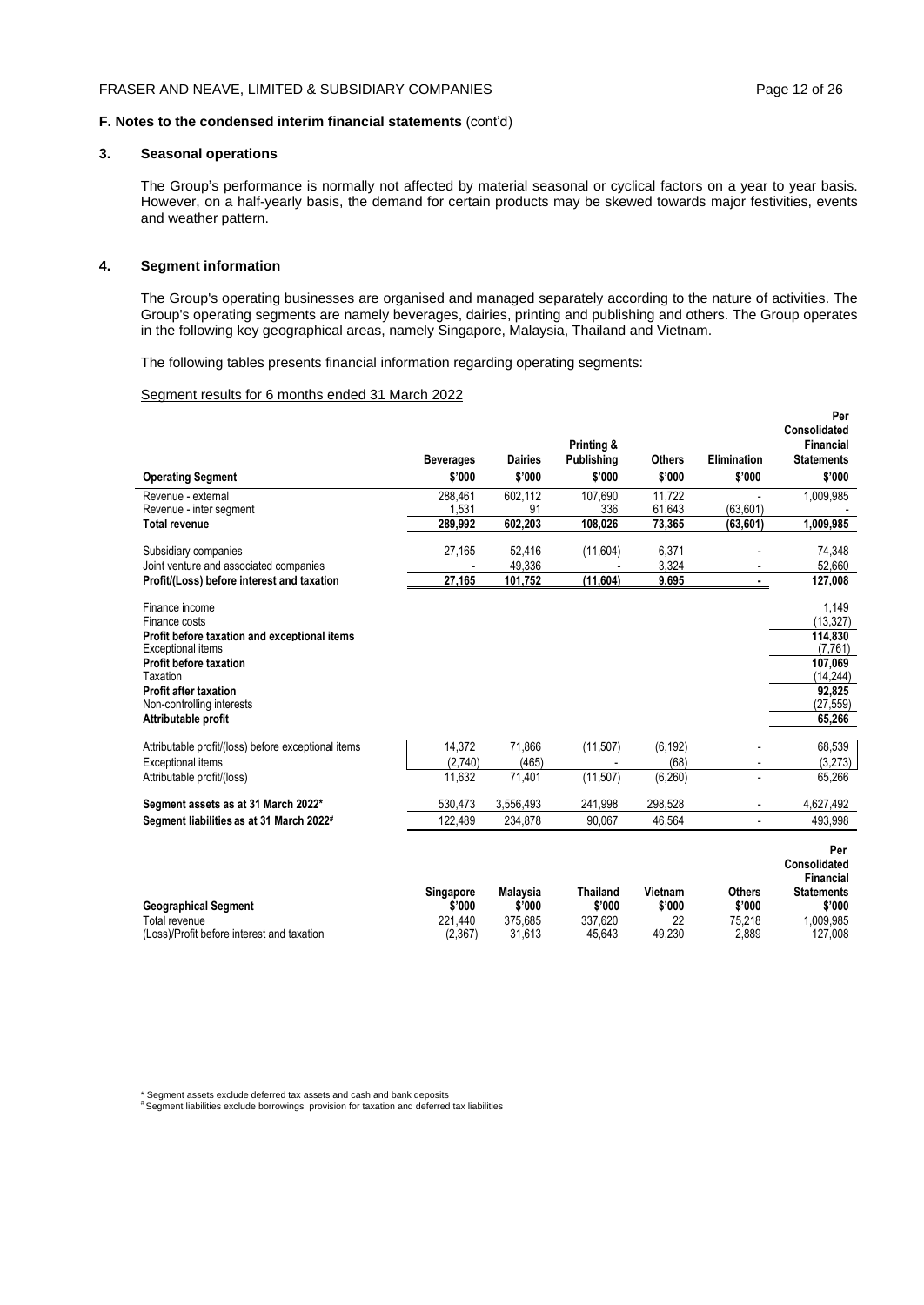**F. Notes to the condensed interim financial statements** (cont'd)

### 3. Seasonal operations

The Group's performance is normally not affected by material seasonal or cyclical factors on a year to year basis. However, on a half-yearly basis, the demand for certain products may be skewed towards major festivities, events and weather pattern.

### 4. Segment information

The Group's operating businesses are organised and managed separately according to the nature of activities. The Group's operating segments are namely beverages, dairies, printing and publishing and others. The Group operates in the following key geographical areas, namely Singapore, Malaysia, Thailand and Vietnam.

The following tables presents financial information regarding operating segments:

Segment results for 6 months ended 31 March 2022

| Operating Segment | Beverages $'000 | Dairies $'000 | Printing & Publishing $'000 | Others $'000 | Elimination $'000 | Per Consolidated Financial Statements $'000 |
|---|---|---|---|---|---|---|
| Revenue - external | 288,461 | 602,112 | 107,690 | 11,722 | - | 1,009,985 |
| Revenue - inter segment | 1,531 | 91 | 336 | 61,643 | (63,601) | - |
| **Total revenue** | **289,992** | **602,203** | **108,026** | **73,365** | **(63,601)** | **1,009,985** |
| Subsidiary companies | 27,165 | 52,416 | (11,604) | 6,371 | - | 74,348 |
| Joint venture and associated companies | - | 49,336 | - | 3,324 | - | 52,660 |
| **Profit/(Loss) before interest and taxation** | **27,165** | **101,752** | **(11,604)** | **9,695** | **-** | **127,008** |
| Finance income | | | | | | 1,149 |
| Finance costs | | | | | | (13,327) |
| **Profit before taxation and exceptional items** | | | | | | **114,830** |
| Exceptional items | | | | | | (7,761) |
| **Profit before taxation** | | | | | | **107,069** |
| Taxation | | | | | | (14,244) |
| **Profit after taxation** | | | | | | **92,825** |
| Non-controlling interests | | | | | | (27,559) |
| **Attributable profit** | | | | | | **65,266** |
| Attributable profit/(loss) before exceptional items | 14,372 | 71,866 | (11,507) | (6,192) | - | 68,539 |
| Exceptional items | (2,740) | (465) | - | (68) | - | (3,273) |
| Attributable profit/(loss) | 11,632 | 71,401 | (11,507) | (6,260) | - | 65,266 |
| **Segment assets as at 31 March 2022*** | 530,473 | 3,556,493 | 241,998 | 298,528 | - | 4,627,492 |
| **Segment liabilities as at 31 March 2022#** | 122,489 | 234,878 | 90,067 | 46,564 | - | 493,998 |

| Geographical Segment | Singapore $'000 | Malaysia $'000 | Thailand $'000 | Vietnam $'000 | Others $'000 | Per Consolidated Financial Statements $'000 |
|---|---|---|---|---|---|---|
| Total revenue | 221,440 | 375,685 | 337,620 | 22 | 75,218 | 1,009,985 |
| (Loss)/Profit before interest and taxation | (2,367) | 31,613 | 45,643 | 49,230 | 2,889 | 127,008 |

\* Segment assets exclude deferred tax assets and cash and bank deposits
# Segment liabilities exclude borrowings, provision for taxation and deferred tax liabilities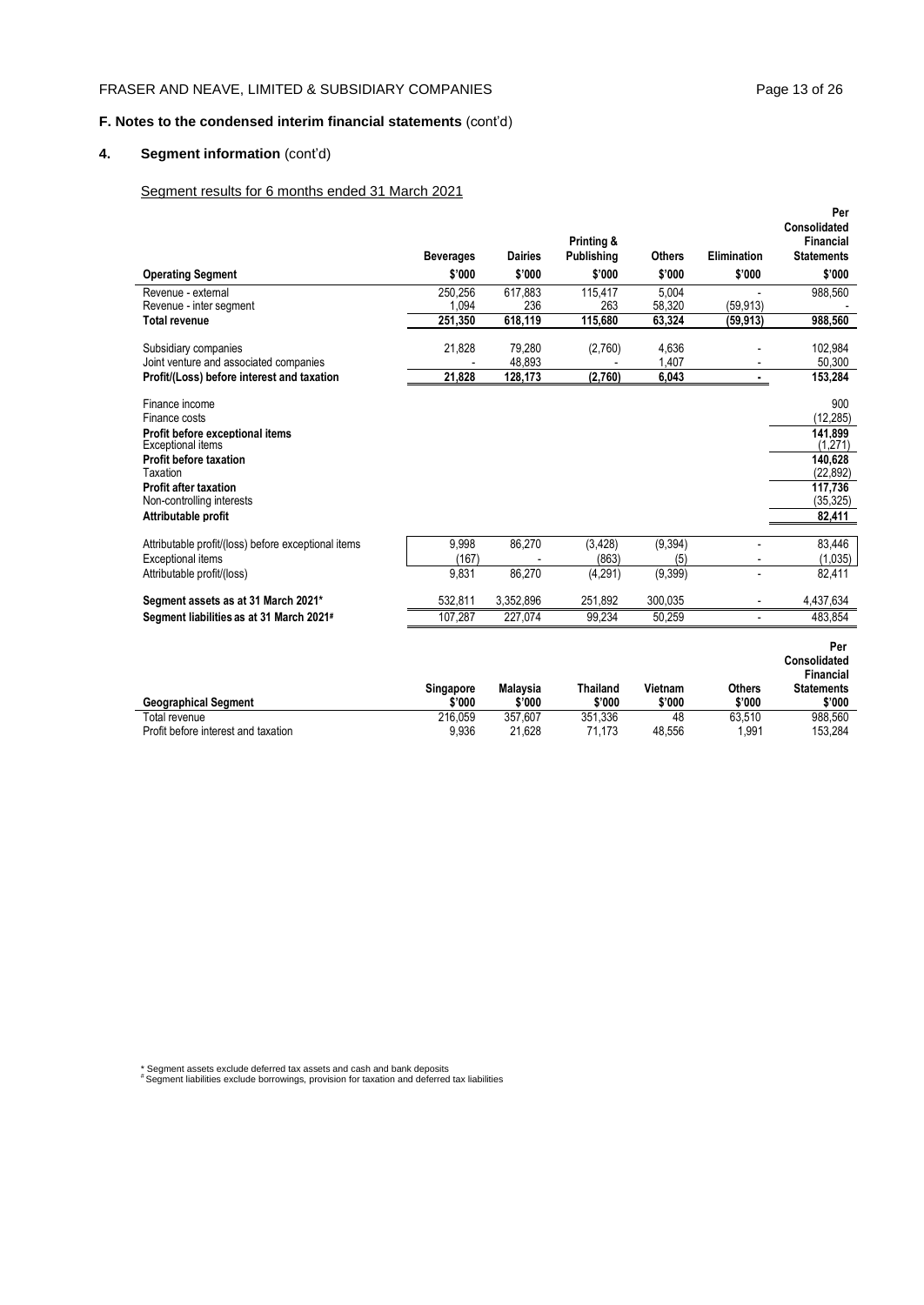## F. Notes to the condensed interim financial statements (cont'd)

### 4. Segment information (cont'd)

Segment results for 6 months ended 31 March 2021

| Operating Segment | Beverages $'000 | Dairies $'000 | Printing & Publishing $'000 | Others $'000 | Elimination $'000 | Per Consolidated Financial Statements $'000 |
|---|---|---|---|---|---|---|
| Revenue - external | 250,256 | 617,883 | 115,417 | 5,004 | - | 988,560 |
| Revenue - inter segment | 1,094 | 236 | 263 | 58,320 | (59,913) | - |
| **Total revenue** | **251,350** | **618,119** | **115,680** | **63,324** | **(59,913)** | **988,560** |
| Subsidiary companies | 21,828 | 79,280 | (2,760) | 4,636 | - | 102,984 |
| Joint venture and associated companies | - | 48,893 | - | 1,407 | - | 50,300 |
| **Profit/(Loss) before interest and taxation** | **21,828** | **128,173** | **(2,760)** | **6,043** | **-** | **153,284** |
| Finance income | | | | | | 900 |
| Finance costs | | | | | | (12,285) |
| **Profit before exceptional items** | | | | | | **141,899** |
| Exceptional items | | | | | | (1,271) |
| **Profit before taxation** | | | | | | **140,628** |
| Taxation | | | | | | (22,892) |
| **Profit after taxation** | | | | | | **117,736** |
| Non-controlling interests | | | | | | (35,325) |
| **Attributable profit** | | | | | | **82,411** |
| Attributable profit/(loss) before exceptional items | 9,998 | 86,270 | (3,428) | (9,394) | - | 83,446 |
| Exceptional items | (167) | - | (863) | (5) | - | (1,035) |
| Attributable profit/(loss) | 9,831 | 86,270 | (4,291) | (9,399) | - | 82,411 |
| **Segment assets as at 31 March 2021*** | 532,811 | 3,352,896 | 251,892 | 300,035 | - | 4,437,634 |
| **Segment liabilities as at 31 March 2021#** | 107,287 | 227,074 | 99,234 | 50,259 | - | 483,854 |

| Geographical Segment | Singapore $'000 | Malaysia $'000 | Thailand $'000 | Vietnam $'000 | Others $'000 | Per Consolidated Financial Statements $'000 |
|---|---|---|---|---|---|---|
| Total revenue | 216,059 | 357,607 | 351,336 | 48 | 63,510 | 988,560 |
| Profit before interest and taxation | 9,936 | 21,628 | 71,173 | 48,556 | 1,991 | 153,284 |

\* Segment assets exclude deferred tax assets and cash and bank deposits
\# Segment liabilities exclude borrowings, provision for taxation and deferred tax liabilities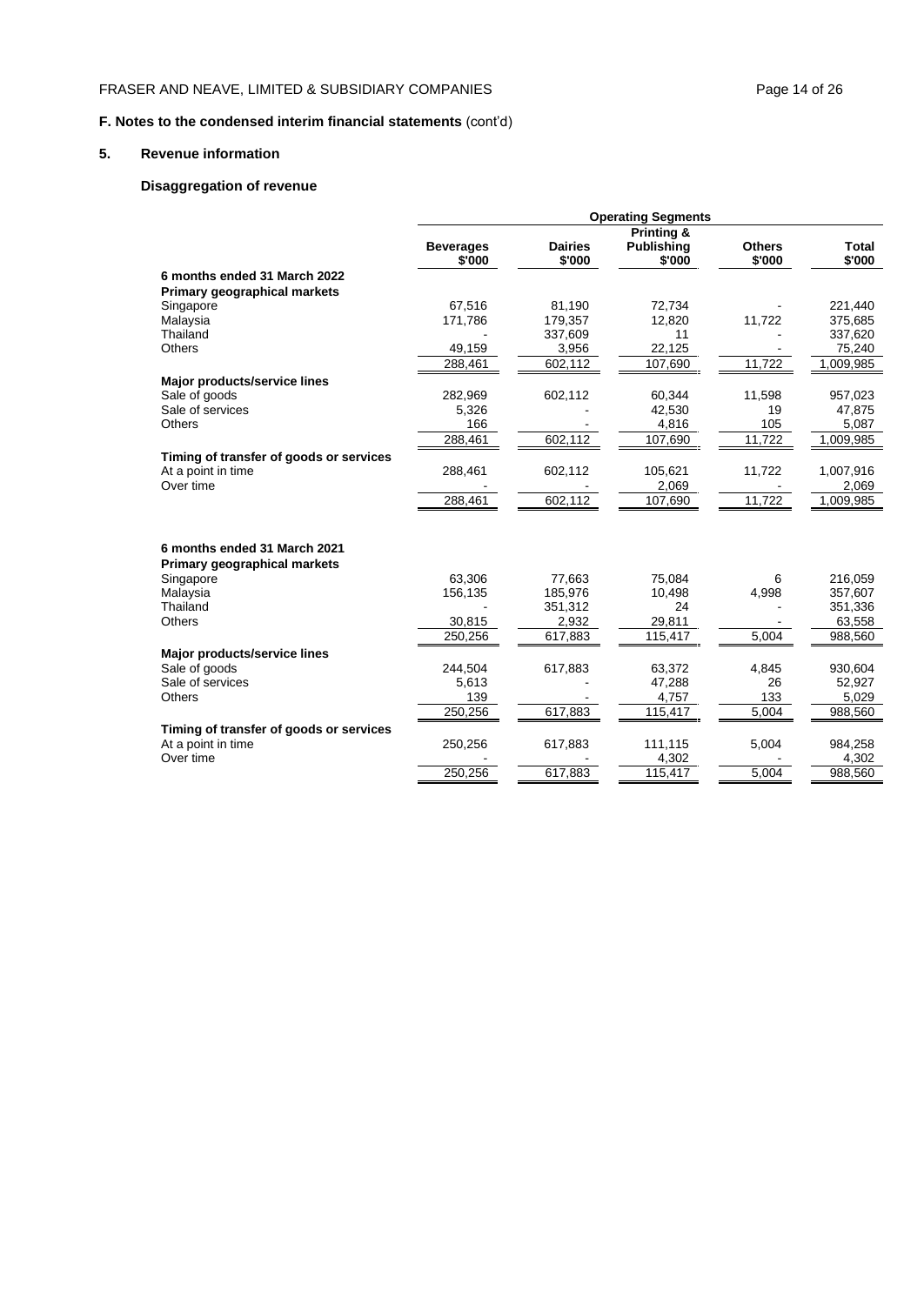## F. Notes to the condensed interim financial statements (cont'd)

### 5. Revenue information

#### Disaggregation of revenue

| | Operating Segments | | | | |
|---|---|---|---|---|---|
| | Beverages $'000 | Dairies $'000 | Printing & Publishing $'000 | Others $'000 | Total $'000 |
| **6 months ended 31 March 2022** | | | | | |
| **Primary geographical markets** | | | | | |
| Singapore | 67,516 | 81,190 | 72,734 | - | 221,440 |
| Malaysia | 171,786 | 179,357 | 12,820 | 11,722 | 375,685 |
| Thailand | - | 337,609 | 11 | - | 337,620 |
| Others | 49,159 | 3,956 | 22,125 | - | 75,240 |
| | 288,461 | 602,112 | 107,690 | 11,722 | 1,009,985 |
| **Major products/service lines** | | | | | |
| Sale of goods | 282,969 | 602,112 | 60,344 | 11,598 | 957,023 |
| Sale of services | 5,326 | - | 42,530 | 19 | 47,875 |
| Others | 166 | - | 4,816 | 105 | 5,087 |
| | 288,461 | 602,112 | 107,690 | 11,722 | 1,009,985 |
| **Timing of transfer of goods or services** | | | | | |
| At a point in time | 288,461 | 602,112 | 105,621 | 11,722 | 1,007,916 |
| Over time | - | - | 2,069 | - | 2,069 |
| | 288,461 | 602,112 | 107,690 | 11,722 | 1,009,985 |
| **6 months ended 31 March 2021** | | | | | |
| **Primary geographical markets** | | | | | |
| Singapore | 63,306 | 77,663 | 75,084 | 6 | 216,059 |
| Malaysia | 156,135 | 185,976 | 10,498 | 4,998 | 357,607 |
| Thailand | - | 351,312 | 24 | - | 351,336 |
| Others | 30,815 | 2,932 | 29,811 | - | 63,558 |
| | 250,256 | 617,883 | 115,417 | 5,004 | 988,560 |
| **Major products/service lines** | | | | | |
| Sale of goods | 244,504 | 617,883 | 63,372 | 4,845 | 930,604 |
| Sale of services | 5,613 | - | 47,288 | 26 | 52,927 |
| Others | 139 | - | 4,757 | 133 | 5,029 |
| | 250,256 | 617,883 | 115,417 | 5,004 | 988,560 |
| **Timing of transfer of goods or services** | | | | | |
| At a point in time | 250,256 | 617,883 | 111,115 | 5,004 | 984,258 |
| Over time | - | - | 4,302 | - | 4,302 |
| | 250,256 | 617,883 | 115,417 | 5,004 | 988,560 |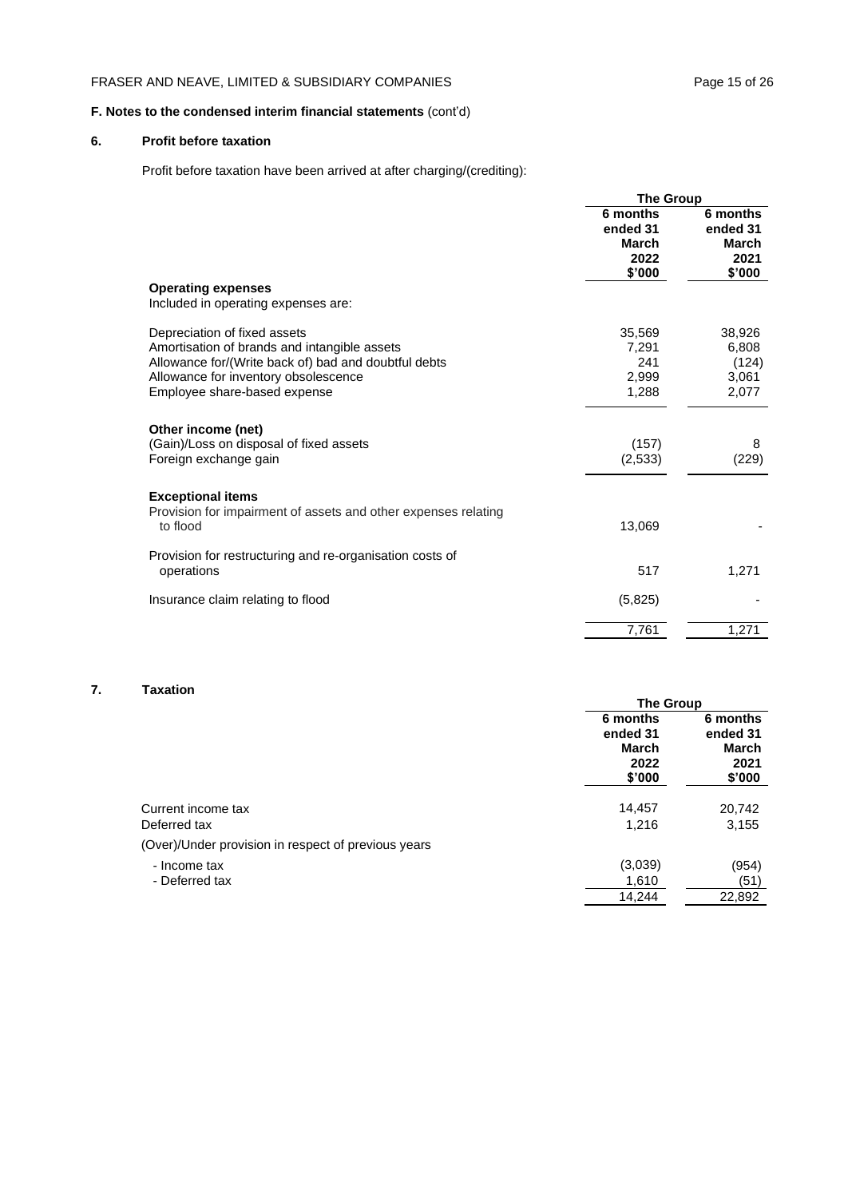**F. Notes to the condensed interim financial statements** (cont'd)

## 6. Profit before taxation

Profit before taxation have been arrived at after charging/(crediting):

| | The Group | |
|---|---|---|
| | 6 months ended 31 March 2022 $'000 | 6 months ended 31 March 2021 $'000 |
| **Operating expenses** | | |
| Included in operating expenses are: | | |
| Depreciation of fixed assets | 35,569 | 38,926 |
| Amortisation of brands and intangible assets | 7,291 | 6,808 |
| Allowance for/(Write back of) bad and doubtful debts | 241 | (124) |
| Allowance for inventory obsolescence | 2,999 | 3,061 |
| Employee share-based expense | 1,288 | 2,077 |
| **Other income (net)** | | |
| (Gain)/Loss on disposal of fixed assets | (157) | 8 |
| Foreign exchange gain | (2,533) | (229) |
| **Exceptional items** | | |
| Provision for impairment of assets and other expenses relating to flood | 13,069 | - |
| Provision for restructuring and re-organisation costs of operations | 517 | 1,271 |
| Insurance claim relating to flood | (5,825) | - |
| | 7,761 | 1,271 |

## 7. Taxation

| | The Group | |
|---|---|---|
| | 6 months ended 31 March 2022 $'000 | 6 months ended 31 March 2021 $'000 |
| Current income tax | 14,457 | 20,742 |
| Deferred tax | 1,216 | 3,155 |
| (Over)/Under provision in respect of previous years | | |
| - Income tax | (3,039) | (954) |
| - Deferred tax | 1,610 | (51) |
| | 14,244 | 22,892 |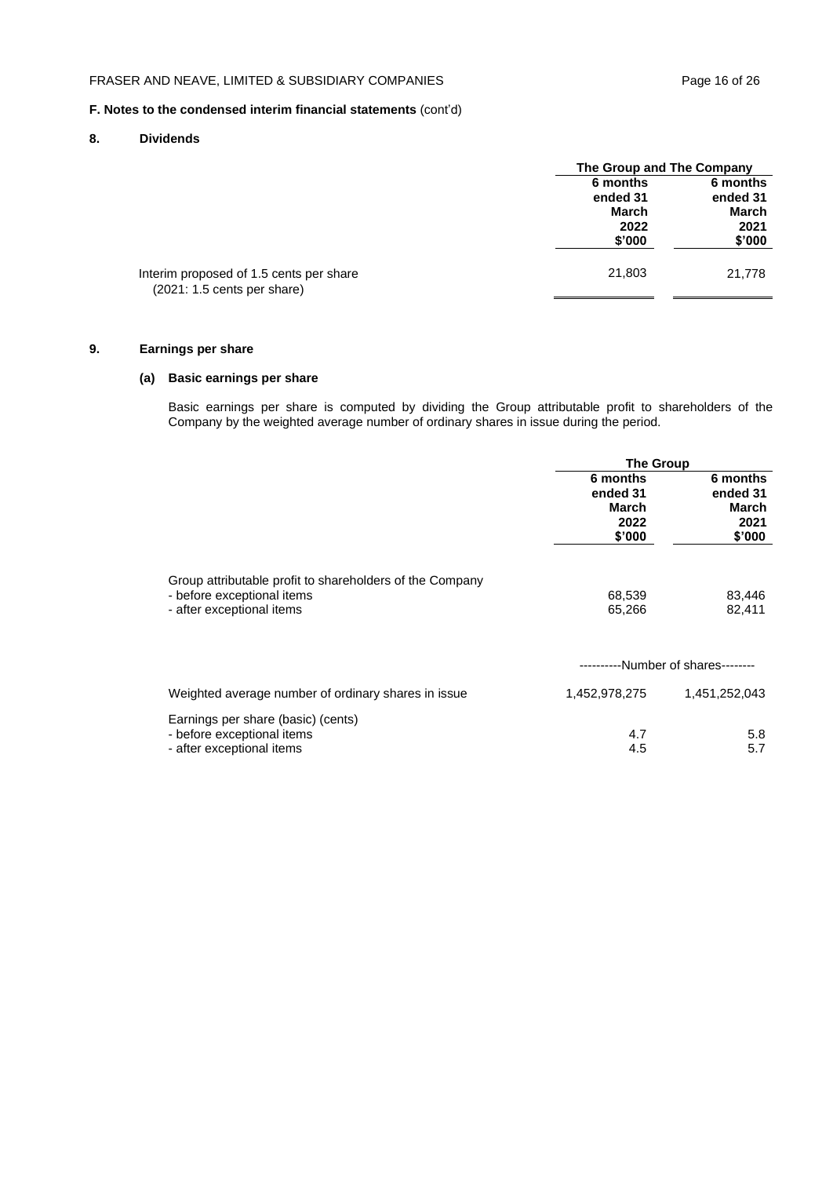**F. Notes to the condensed interim financial statements** (cont'd)

## 8. Dividends

| | The Group and The Company | |
|---|---|---|
| | 6 months ended 31 March 2022 $'000 | 6 months ended 31 March 2021 $'000 |
| Interim proposed of 1.5 cents per share (2021: 1.5 cents per share) | 21,803 | 21,778 |

## 9. Earnings per share

### (a) Basic earnings per share

Basic earnings per share is computed by dividing the Group attributable profit to shareholders of the Company by the weighted average number of ordinary shares in issue during the period.

| | The Group | |
|---|---|---|
| | 6 months ended 31 March 2022 $'000 | 6 months ended 31 March 2021 $'000 |
| Group attributable profit to shareholders of the Company | | |
| - before exceptional items | 68,539 | 83,446 |
| - after exceptional items | 65,266 | 82,411 |
| | ----------Number of shares-------- | |
| Weighted average number of ordinary shares in issue | 1,452,978,275 | 1,451,252,043 |
| Earnings per share (basic) (cents) | | |
| - before exceptional items | 4.7 | 5.8 |
| - after exceptional items | 4.5 | 5.7 |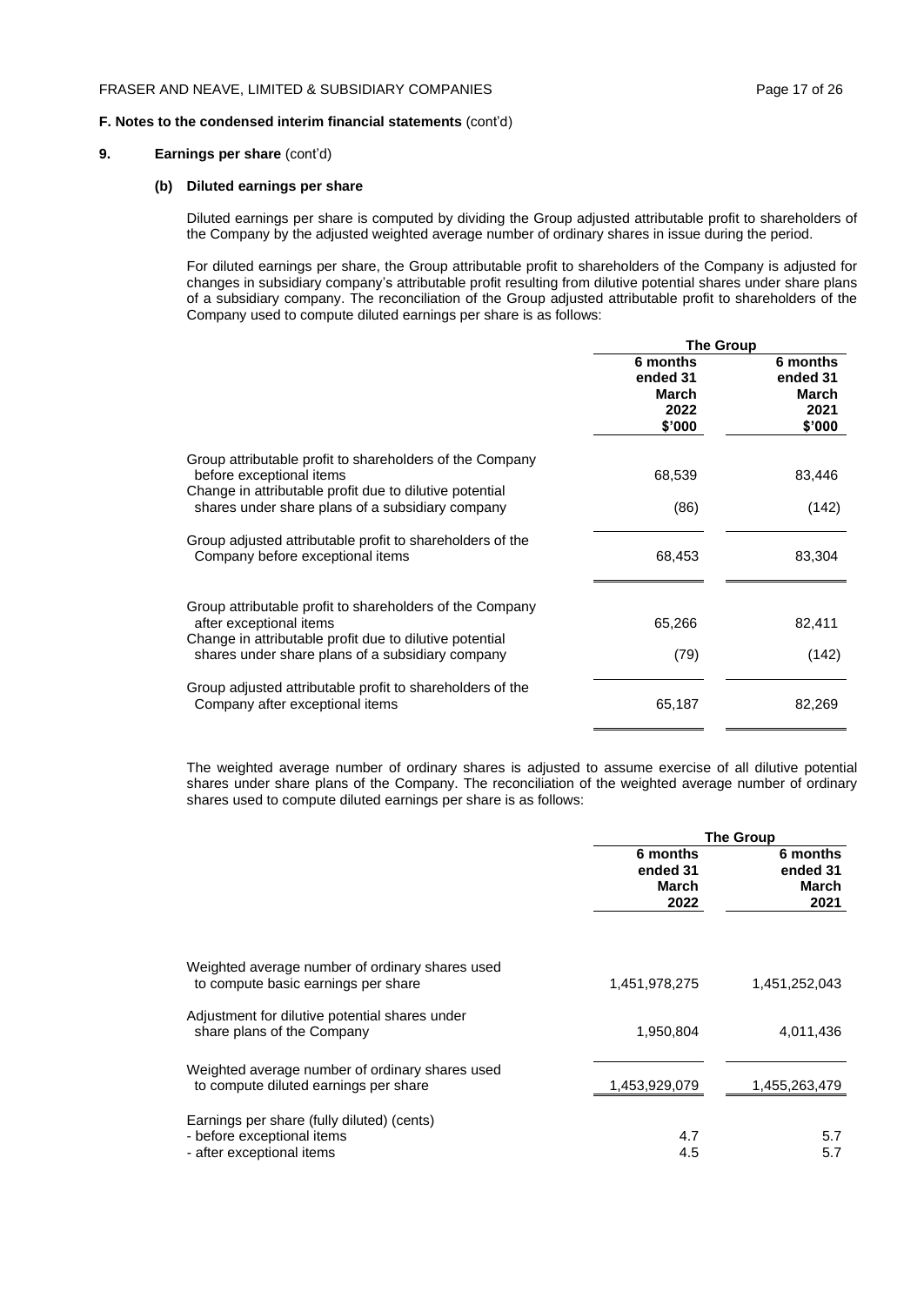**F. Notes to the condensed interim financial statements** (cont'd)

**9. Earnings per share** (cont'd)

**(b) Diluted earnings per share**

Diluted earnings per share is computed by dividing the Group adjusted attributable profit to shareholders of the Company by the adjusted weighted average number of ordinary shares in issue during the period.

For diluted earnings per share, the Group attributable profit to shareholders of the Company is adjusted for changes in subsidiary company's attributable profit resulting from dilutive potential shares under share plans of a subsidiary company. The reconciliation of the Group adjusted attributable profit to shareholders of the Company used to compute diluted earnings per share is as follows:

| | The Group | |
|---|---|---|
| | **6 months ended 31 March 2022 $'000** | **6 months ended 31 March 2021 $'000** |
| Group attributable profit to shareholders of the Company before exceptional items | 68,539 | 83,446 |
| Change in attributable profit due to dilutive potential shares under share plans of a subsidiary company | (86) | (142) |
| Group adjusted attributable profit to shareholders of the Company before exceptional items | 68,453 | 83,304 |
| Group attributable profit to shareholders of the Company after exceptional items | 65,266 | 82,411 |
| Change in attributable profit due to dilutive potential shares under share plans of a subsidiary company | (79) | (142) |
| Group adjusted attributable profit to shareholders of the Company after exceptional items | 65,187 | 82,269 |

The weighted average number of ordinary shares is adjusted to assume exercise of all dilutive potential shares under share plans of the Company. The reconciliation of the weighted average number of ordinary shares used to compute diluted earnings per share is as follows:

| | The Group | |
|---|---|---|
| | **6 months ended 31 March 2022** | **6 months ended 31 March 2021** |
| Weighted average number of ordinary shares used to compute basic earnings per share | 1,451,978,275 | 1,451,252,043 |
| Adjustment for dilutive potential shares under share plans of the Company | 1,950,804 | 4,011,436 |
| Weighted average number of ordinary shares used to compute diluted earnings per share | 1,453,929,079 | 1,455,263,479 |
| Earnings per share (fully diluted) (cents) | | |
| - before exceptional items | 4.7 | 5.7 |
| - after exceptional items | 4.5 | 5.7 |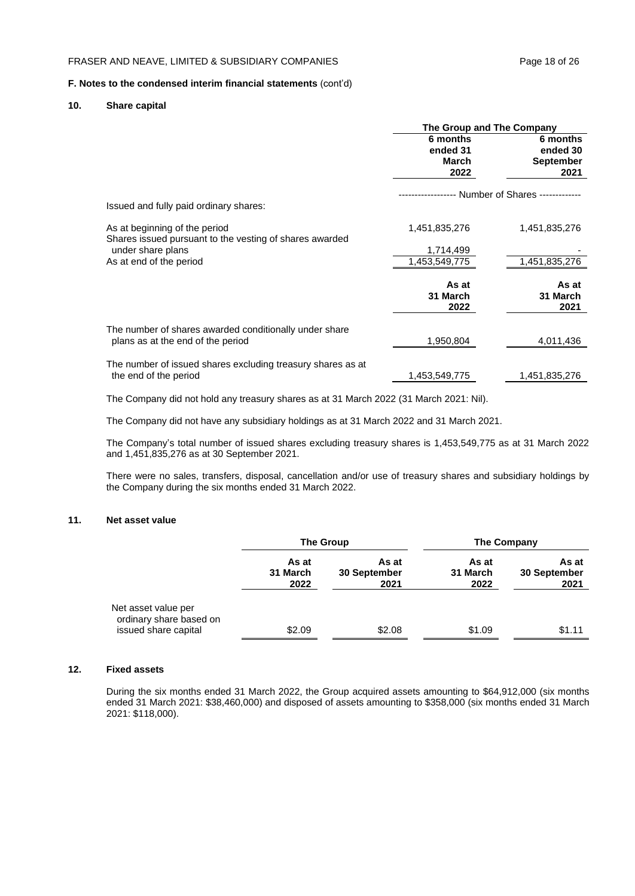**F. Notes to the condensed interim financial statements** (cont'd)

## 10. Share capital

| | The Group and The Company | |
|---|---|---|
| | 6 months ended 31 March 2022 | 6 months ended 30 September 2021 |
| | ------------------ Number of Shares ------------- | |
| Issued and fully paid ordinary shares: | | |
| As at beginning of the period | 1,451,835,276 | 1,451,835,276 |
| Shares issued pursuant to the vesting of shares awarded under share plans | 1,714,499 | - |
| As at end of the period | 1,453,549,775 | 1,451,835,276 |
| | **As at 31 March 2022** | **As at 31 March 2021** |
| The number of shares awarded conditionally under share plans as at the end of the period | 1,950,804 | 4,011,436 |
| The number of issued shares excluding treasury shares as at the end of the period | 1,453,549,775 | 1,451,835,276 |

The Company did not hold any treasury shares as at 31 March 2022 (31 March 2021: Nil).

The Company did not have any subsidiary holdings as at 31 March 2022 and 31 March 2021.

The Company's total number of issued shares excluding treasury shares is 1,453,549,775 as at 31 March 2022 and 1,451,835,276 as at 30 September 2021.

There were no sales, transfers, disposal, cancellation and/or use of treasury shares and subsidiary holdings by the Company during the six months ended 31 March 2022.

## 11. Net asset value

| | The Group | | The Company | |
|---|---|---|---|---|
| | As at 31 March 2022 | As at 30 September 2021 | As at 31 March 2022 | As at 30 September 2021 |
| Net asset value per ordinary share based on issued share capital | $2.09 | $2.08 | $1.09 | $1.11 |

## 12. Fixed assets

During the six months ended 31 March 2022, the Group acquired assets amounting to $64,912,000 (six months ended 31 March 2021: $38,460,000) and disposed of assets amounting to $358,000 (six months ended 31 March 2021: $118,000).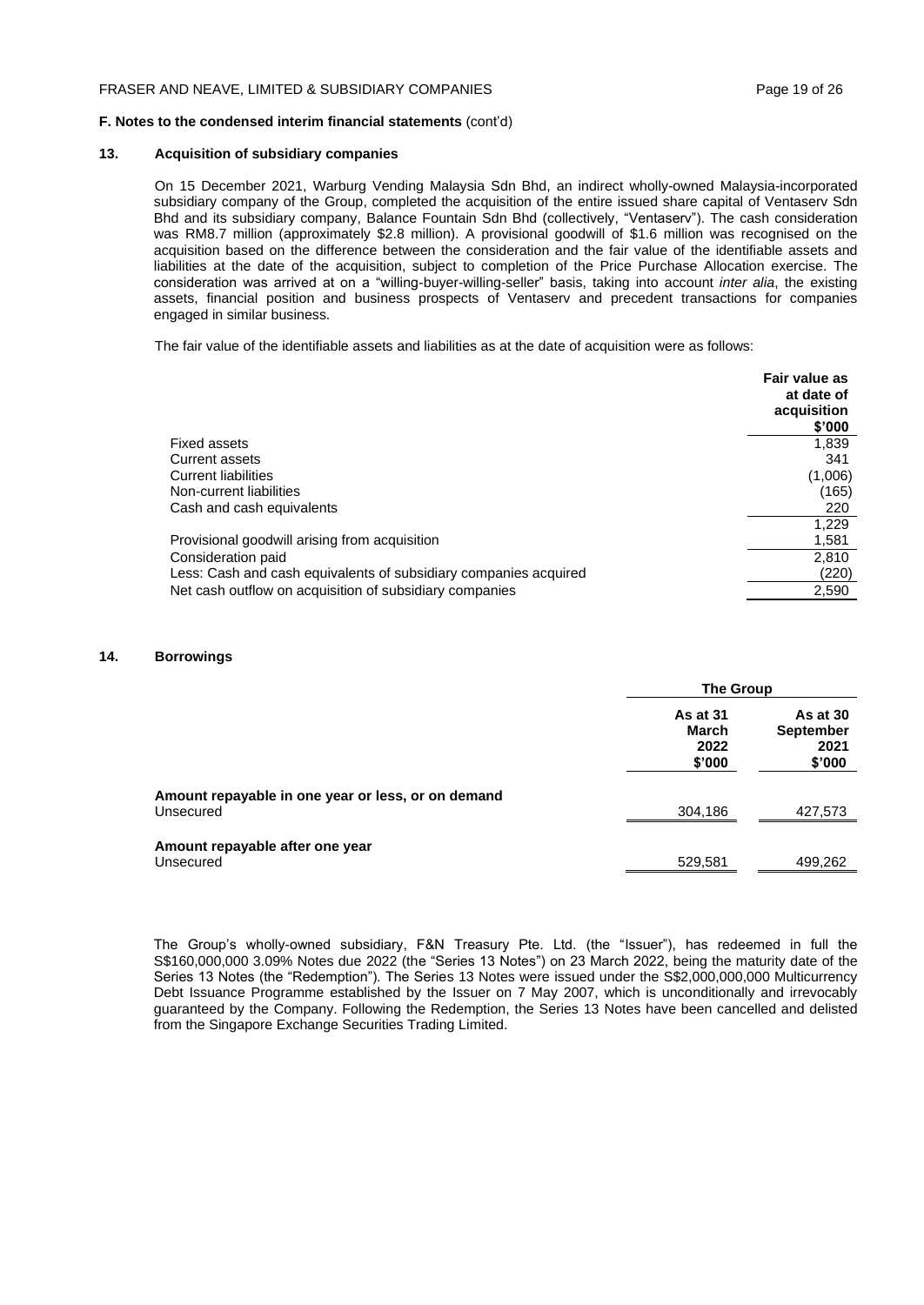**F. Notes to the condensed interim financial statements** (cont'd)

## 13. Acquisition of subsidiary companies

On 15 December 2021, Warburg Vending Malaysia Sdn Bhd, an indirect wholly-owned Malaysia-incorporated subsidiary company of the Group, completed the acquisition of the entire issued share capital of Ventaserv Sdn Bhd and its subsidiary company, Balance Fountain Sdn Bhd (collectively, "Ventaserv"). The cash consideration was RM8.7 million (approximately $2.8 million). A provisional goodwill of $1.6 million was recognised on the acquisition based on the difference between the consideration and the fair value of the identifiable assets and liabilities at the date of the acquisition, subject to completion of the Price Purchase Allocation exercise. The consideration was arrived at on a "willing-buyer-willing-seller" basis, taking into account *inter alia*, the existing assets, financial position and business prospects of Ventaserv and precedent transactions for companies engaged in similar business.

The fair value of the identifiable assets and liabilities as at the date of acquisition were as follows:

| | Fair value as at date of acquisition $'000 |
|---|---|
| Fixed assets | 1,839 |
| Current assets | 341 |
| Current liabilities | (1,006) |
| Non-current liabilities | (165) |
| Cash and cash equivalents | 220 |
| | 1,229 |
| Provisional goodwill arising from acquisition | 1,581 |
| Consideration paid | 2,810 |
| Less: Cash and cash equivalents of subsidiary companies acquired | (220) |
| Net cash outflow on acquisition of subsidiary companies | 2,590 |

## 14. Borrowings

| | The Group | |
|---|---|---|
| | As at 31 March 2022 $'000 | As at 30 September 2021 $'000 |
| **Amount repayable in one year or less, or on demand** | | |
| Unsecured | 304,186 | 427,573 |
| **Amount repayable after one year** | | |
| Unsecured | 529,581 | 499,262 |

The Group's wholly-owned subsidiary, F&N Treasury Pte. Ltd. (the "Issuer"), has redeemed in full the S$160,000,000 3.09% Notes due 2022 (the "Series 13 Notes") on 23 March 2022, being the maturity date of the Series 13 Notes (the "Redemption"). The Series 13 Notes were issued under the S$2,000,000,000 Multicurrency Debt Issuance Programme established by the Issuer on 7 May 2007, which is unconditionally and irrevocably guaranteed by the Company. Following the Redemption, the Series 13 Notes have been cancelled and delisted from the Singapore Exchange Securities Trading Limited.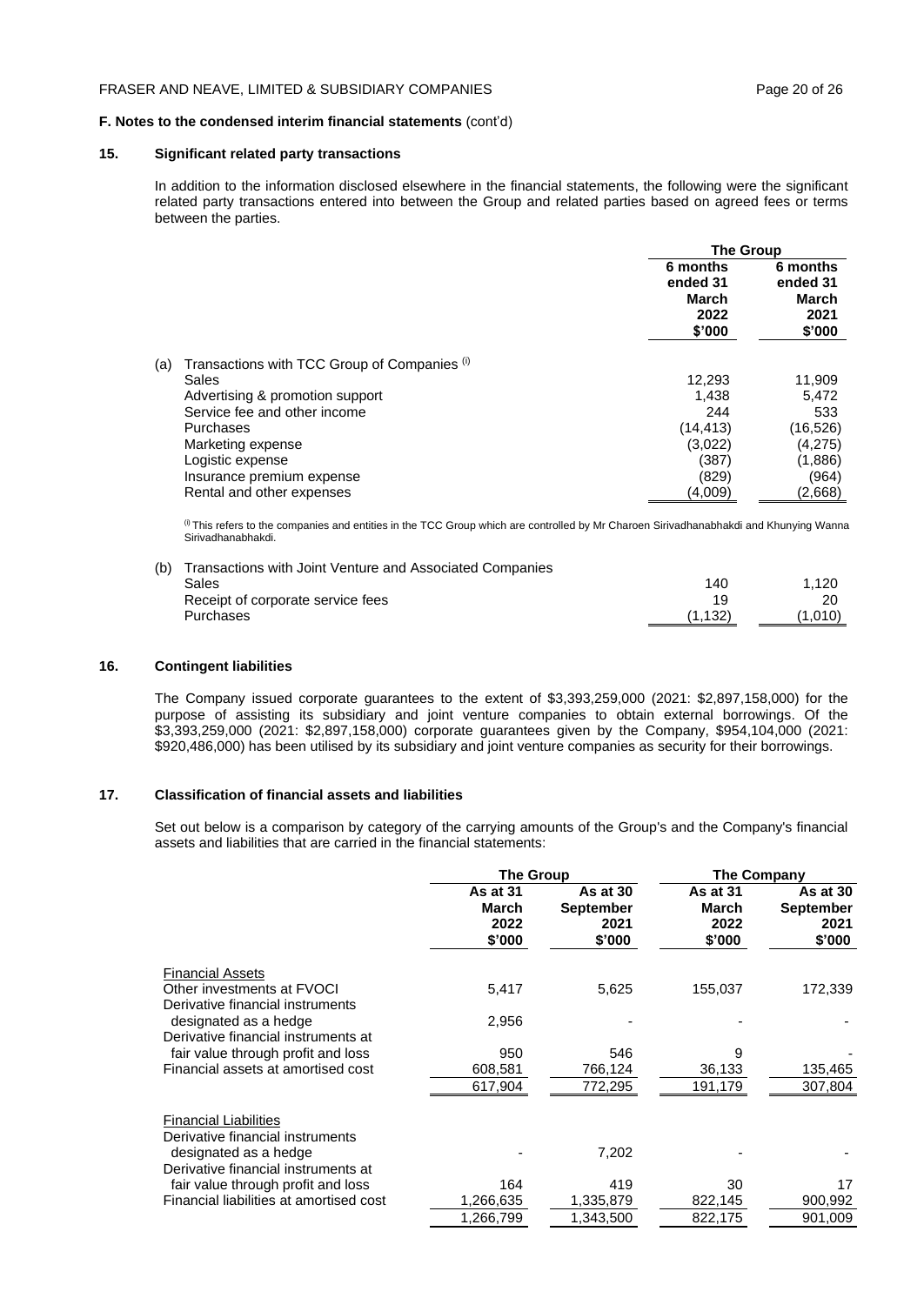**F. Notes to the condensed interim financial statements** (cont'd)

## 15. Significant related party transactions

In addition to the information disclosed elsewhere in the financial statements, the following were the significant related party transactions entered into between the Group and related parties based on agreed fees or terms between the parties.

| | The Group | |
|---|---|---|
| | 6 months ended 31 March 2022 $'000 | 6 months ended 31 March 2021 $'000 |
| (a) Transactions with TCC Group of Companies [i] | | |
| Sales | 12,293 | 11,909 |
| Advertising & promotion support | 1,438 | 5,472 |
| Service fee and other income | 244 | 533 |
| Purchases | (14,413) | (16,526) |
| Marketing expense | (3,022) | (4,275) |
| Logistic expense | (387) | (1,886) |
| Insurance premium expense | (829) | (964) |
| Rental and other expenses | (4,009) | (2,668) |

[i] This refers to the companies and entities in the TCC Group which are controlled by Mr Charoen Sirivadhanabhakdi and Khunying Wanna Sirivadhanabhakdi.

| | | |
|---|---|---|
| (b) Transactions with Joint Venture and Associated Companies | | |
| Sales | 140 | 1,120 |
| Receipt of corporate service fees | 19 | 20 |
| Purchases | (1,132) | (1,010) |

## 16. Contingent liabilities

The Company issued corporate guarantees to the extent of $3,393,259,000 (2021: $2,897,158,000) for the purpose of assisting its subsidiary and joint venture companies to obtain external borrowings. Of the $3,393,259,000 (2021: $2,897,158,000) corporate guarantees given by the Company, $954,104,000 (2021: $920,486,000) has been utilised by its subsidiary and joint venture companies as security for their borrowings.

## 17. Classification of financial assets and liabilities

Set out below is a comparison by category of the carrying amounts of the Group's and the Company's financial assets and liabilities that are carried in the financial statements:

| | The Group | | The Company | |
|---|---|---|---|---|
| | As at 31 March 2022 $'000 | As at 30 September 2021 $'000 | As at 31 March 2022 $'000 | As at 30 September 2021 $'000 |
| Financial Assets | | | | |
| Other investments at FVOCI | 5,417 | 5,625 | 155,037 | 172,339 |
| Derivative financial instruments designated as a hedge | 2,956 | - | - | - |
| Derivative financial instruments at fair value through profit and loss | 950 | 546 | 9 | - |
| Financial assets at amortised cost | 608,581 | 766,124 | 36,133 | 135,465 |
| | 617,904 | 772,295 | 191,179 | 307,804 |
| Financial Liabilities | | | | |
| Derivative financial instruments designated as a hedge | - | 7,202 | - | - |
| Derivative financial instruments at fair value through profit and loss | 164 | 419 | 30 | 17 |
| Financial liabilities at amortised cost | 1,266,635 | 1,335,879 | 822,145 | 900,992 |
| | 1,266,799 | 1,343,500 | 822,175 | 901,009 |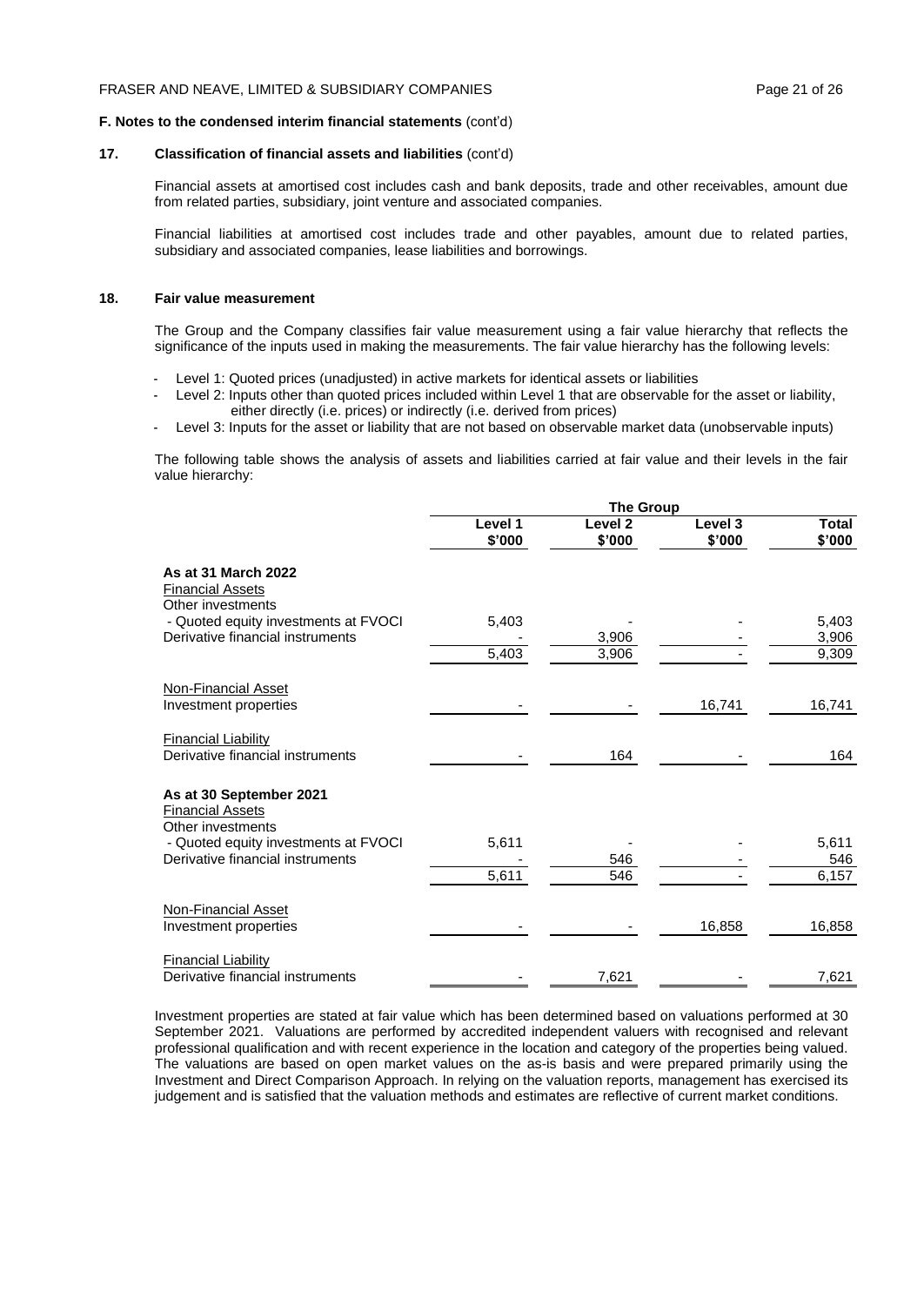**F. Notes to the condensed interim financial statements** (cont'd)

### 17. Classification of financial assets and liabilities (cont'd)

Financial assets at amortised cost includes cash and bank deposits, trade and other receivables, amount due from related parties, subsidiary, joint venture and associated companies.

Financial liabilities at amortised cost includes trade and other payables, amount due to related parties, subsidiary and associated companies, lease liabilities and borrowings.

### 18. Fair value measurement

The Group and the Company classifies fair value measurement using a fair value hierarchy that reflects the significance of the inputs used in making the measurements. The fair value hierarchy has the following levels:

- Level 1: Quoted prices (unadjusted) in active markets for identical assets or liabilities
- Level 2: Inputs other than quoted prices included within Level 1 that are observable for the asset or liability, either directly (i.e. prices) or indirectly (i.e. derived from prices)
- Level 3: Inputs for the asset or liability that are not based on observable market data (unobservable inputs)

The following table shows the analysis of assets and liabilities carried at fair value and their levels in the fair value hierarchy:

| | The Group | | | |
|---|---|---|---|---|
| | Level 1 $'000 | Level 2 $'000 | Level 3 $'000 | Total $'000 |
| **As at 31 March 2022** | | | | |
| Financial Assets | | | | |
| Other investments | | | | |
| - Quoted equity investments at FVOCI | 5,403 | - | - | 5,403 |
| Derivative financial instruments | - | 3,906 | - | 3,906 |
| | 5,403 | 3,906 | - | 9,309 |
| Non-Financial Asset | | | | |
| Investment properties | - | - | 16,741 | 16,741 |
| Financial Liability | | | | |
| Derivative financial instruments | - | 164 | - | 164 |
| **As at 30 September 2021** | | | | |
| Financial Assets | | | | |
| Other investments | | | | |
| - Quoted equity investments at FVOCI | 5,611 | - | - | 5,611 |
| Derivative financial instruments | - | 546 | - | 546 |
| | 5,611 | 546 | - | 6,157 |
| Non-Financial Asset | | | | |
| Investment properties | - | - | 16,858 | 16,858 |
| Financial Liability | | | | |
| Derivative financial instruments | - | 7,621 | - | 7,621 |

Investment properties are stated at fair value which has been determined based on valuations performed at 30 September 2021. Valuations are performed by accredited independent valuers with recognised and relevant professional qualification and with recent experience in the location and category of the properties being valued. The valuations are based on open market values on the as-is basis and were prepared primarily using the Investment and Direct Comparison Approach. In relying on the valuation reports, management has exercised its judgement and is satisfied that the valuation methods and estimates are reflective of current market conditions.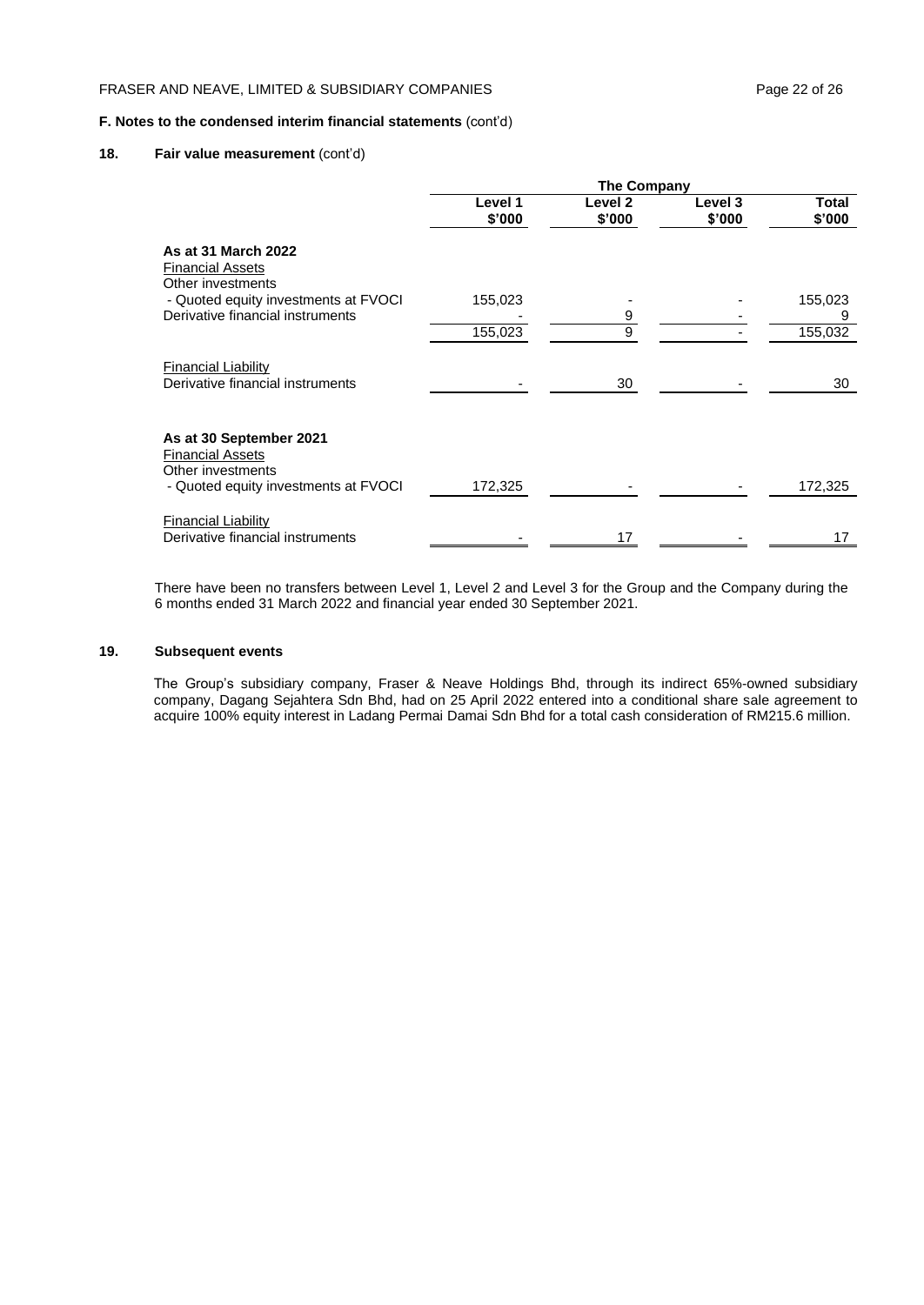**F. Notes to the condensed interim financial statements** (cont'd)

**18. Fair value measurement** (cont'd)

| | The Company | | | |
|---|---|---|---|---|
| | **Level 1 \$'000** | **Level 2 \$'000** | **Level 3 \$'000** | **Total \$'000** |
| **As at 31 March 2022** | | | | |
| Financial Assets | | | | |
| Other investments | | | | |
| - Quoted equity investments at FVOCI | 155,023 | - | - | 155,023 |
| Derivative financial instruments | - | 9 | - | 9 |
| | 155,023 | 9 | - | 155,032 |
| Financial Liability | | | | |
| Derivative financial instruments | - | 30 | - | 30 |
| **As at 30 September 2021** | | | | |
| Financial Assets | | | | |
| Other investments | | | | |
| - Quoted equity investments at FVOCI | 172,325 | - | - | 172,325 |
| Financial Liability | | | | |
| Derivative financial instruments | - | 17 | - | 17 |

There have been no transfers between Level 1, Level 2 and Level 3 for the Group and the Company during the 6 months ended 31 March 2022 and financial year ended 30 September 2021.

**19. Subsequent events**

The Group's subsidiary company, Fraser & Neave Holdings Bhd, through its indirect 65%-owned subsidiary company, Dagang Sejahtera Sdn Bhd, had on 25 April 2022 entered into a conditional share sale agreement to acquire 100% equity interest in Ladang Permai Damai Sdn Bhd for a total cash consideration of RM215.6 million.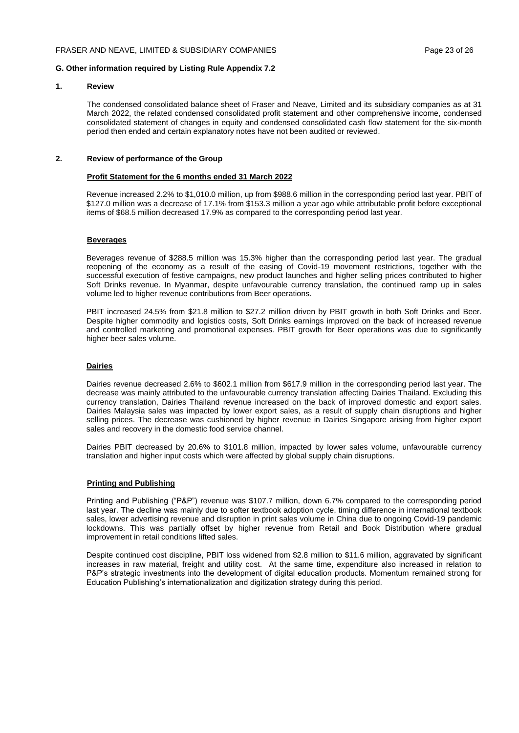## G. Other information required by Listing Rule Appendix 7.2

### 1. Review

The condensed consolidated balance sheet of Fraser and Neave, Limited and its subsidiary companies as at 31 March 2022, the related condensed consolidated profit statement and other comprehensive income, condensed consolidated statement of changes in equity and condensed consolidated cash flow statement for the six-month period then ended and certain explanatory notes have not been audited or reviewed.

### 2. Review of performance of the Group

**Profit Statement for the 6 months ended 31 March 2022**

Revenue increased 2.2% to $1,010.0 million, up from $988.6 million in the corresponding period last year. PBIT of $127.0 million was a decrease of 17.1% from $153.3 million a year ago while attributable profit before exceptional items of $68.5 million decreased 17.9% as compared to the corresponding period last year.

**Beverages**

Beverages revenue of $288.5 million was 15.3% higher than the corresponding period last year. The gradual reopening of the economy as a result of the easing of Covid-19 movement restrictions, together with the successful execution of festive campaigns, new product launches and higher selling prices contributed to higher Soft Drinks revenue. In Myanmar, despite unfavourable currency translation, the continued ramp up in sales volume led to higher revenue contributions from Beer operations.

PBIT increased 24.5% from $21.8 million to $27.2 million driven by PBIT growth in both Soft Drinks and Beer. Despite higher commodity and logistics costs, Soft Drinks earnings improved on the back of increased revenue and controlled marketing and promotional expenses. PBIT growth for Beer operations was due to significantly higher beer sales volume.

**Dairies**

Dairies revenue decreased 2.6% to $602.1 million from $617.9 million in the corresponding period last year. The decrease was mainly attributed to the unfavourable currency translation affecting Dairies Thailand. Excluding this currency translation, Dairies Thailand revenue increased on the back of improved domestic and export sales. Dairies Malaysia sales was impacted by lower export sales, as a result of supply chain disruptions and higher selling prices. The decrease was cushioned by higher revenue in Dairies Singapore arising from higher export sales and recovery in the domestic food service channel.

Dairies PBIT decreased by 20.6% to $101.8 million, impacted by lower sales volume, unfavourable currency translation and higher input costs which were affected by global supply chain disruptions.

**Printing and Publishing**

Printing and Publishing ("P&P") revenue was $107.7 million, down 6.7% compared to the corresponding period last year. The decline was mainly due to softer textbook adoption cycle, timing difference in international textbook sales, lower advertising revenue and disruption in print sales volume in China due to ongoing Covid-19 pandemic lockdowns. This was partially offset by higher revenue from Retail and Book Distribution where gradual improvement in retail conditions lifted sales.

Despite continued cost discipline, PBIT loss widened from $2.8 million to $11.6 million, aggravated by significant increases in raw material, freight and utility cost. At the same time, expenditure also increased in relation to P&P's strategic investments into the development of digital education products. Momentum remained strong for Education Publishing's internationalization and digitization strategy during this period.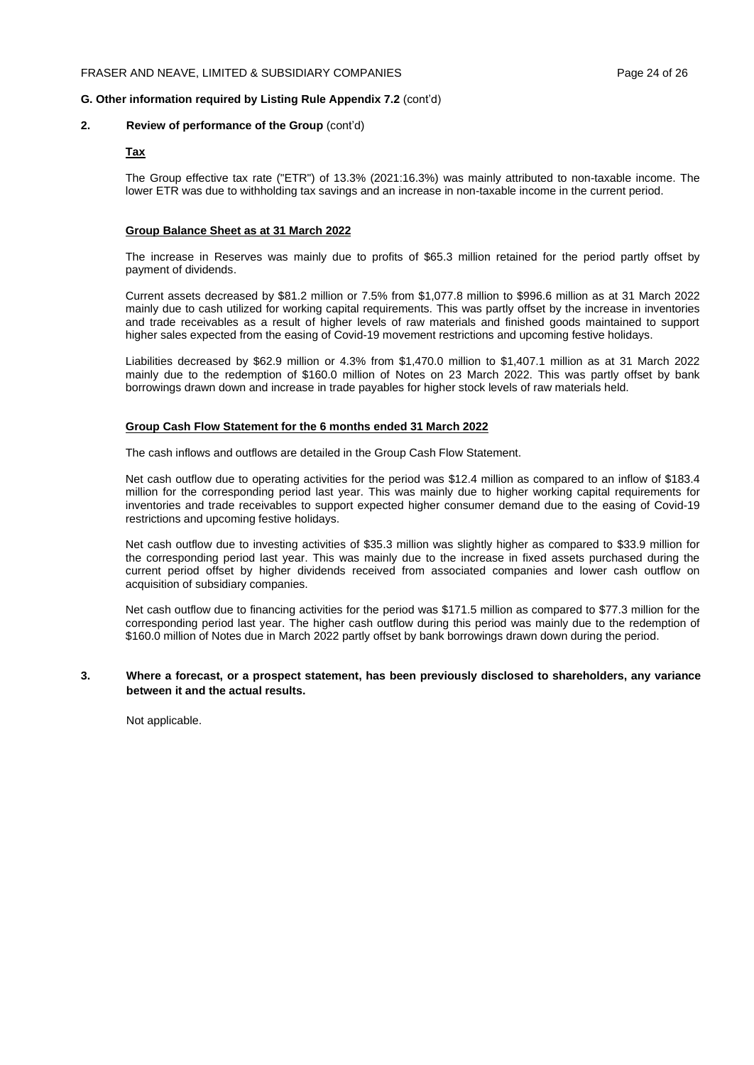**G. Other information required by Listing Rule Appendix 7.2** (cont'd)

**2. Review of performance of the Group** (cont'd)

**Tax**

The Group effective tax rate ("ETR") of 13.3% (2021:16.3%) was mainly attributed to non-taxable income. The lower ETR was due to withholding tax savings and an increase in non-taxable income in the current period.

**Group Balance Sheet as at 31 March 2022**

The increase in Reserves was mainly due to profits of $65.3 million retained for the period partly offset by payment of dividends.

Current assets decreased by $81.2 million or 7.5% from $1,077.8 million to $996.6 million as at 31 March 2022 mainly due to cash utilized for working capital requirements. This was partly offset by the increase in inventories and trade receivables as a result of higher levels of raw materials and finished goods maintained to support higher sales expected from the easing of Covid-19 movement restrictions and upcoming festive holidays.

Liabilities decreased by $62.9 million or 4.3% from $1,470.0 million to $1,407.1 million as at 31 March 2022 mainly due to the redemption of $160.0 million of Notes on 23 March 2022. This was partly offset by bank borrowings drawn down and increase in trade payables for higher stock levels of raw materials held.

**Group Cash Flow Statement for the 6 months ended 31 March 2022**

The cash inflows and outflows are detailed in the Group Cash Flow Statement.

Net cash outflow due to operating activities for the period was $12.4 million as compared to an inflow of $183.4 million for the corresponding period last year. This was mainly due to higher working capital requirements for inventories and trade receivables to support expected higher consumer demand due to the easing of Covid-19 restrictions and upcoming festive holidays.

Net cash outflow due to investing activities of $35.3 million was slightly higher as compared to $33.9 million for the corresponding period last year. This was mainly due to the increase in fixed assets purchased during the current period offset by higher dividends received from associated companies and lower cash outflow on acquisition of subsidiary companies.

Net cash outflow due to financing activities for the period was $171.5 million as compared to $77.3 million for the corresponding period last year. The higher cash outflow during this period was mainly due to the redemption of $160.0 million of Notes due in March 2022 partly offset by bank borrowings drawn down during the period.

**3. Where a forecast, or a prospect statement, has been previously disclosed to shareholders, any variance between it and the actual results.**

Not applicable.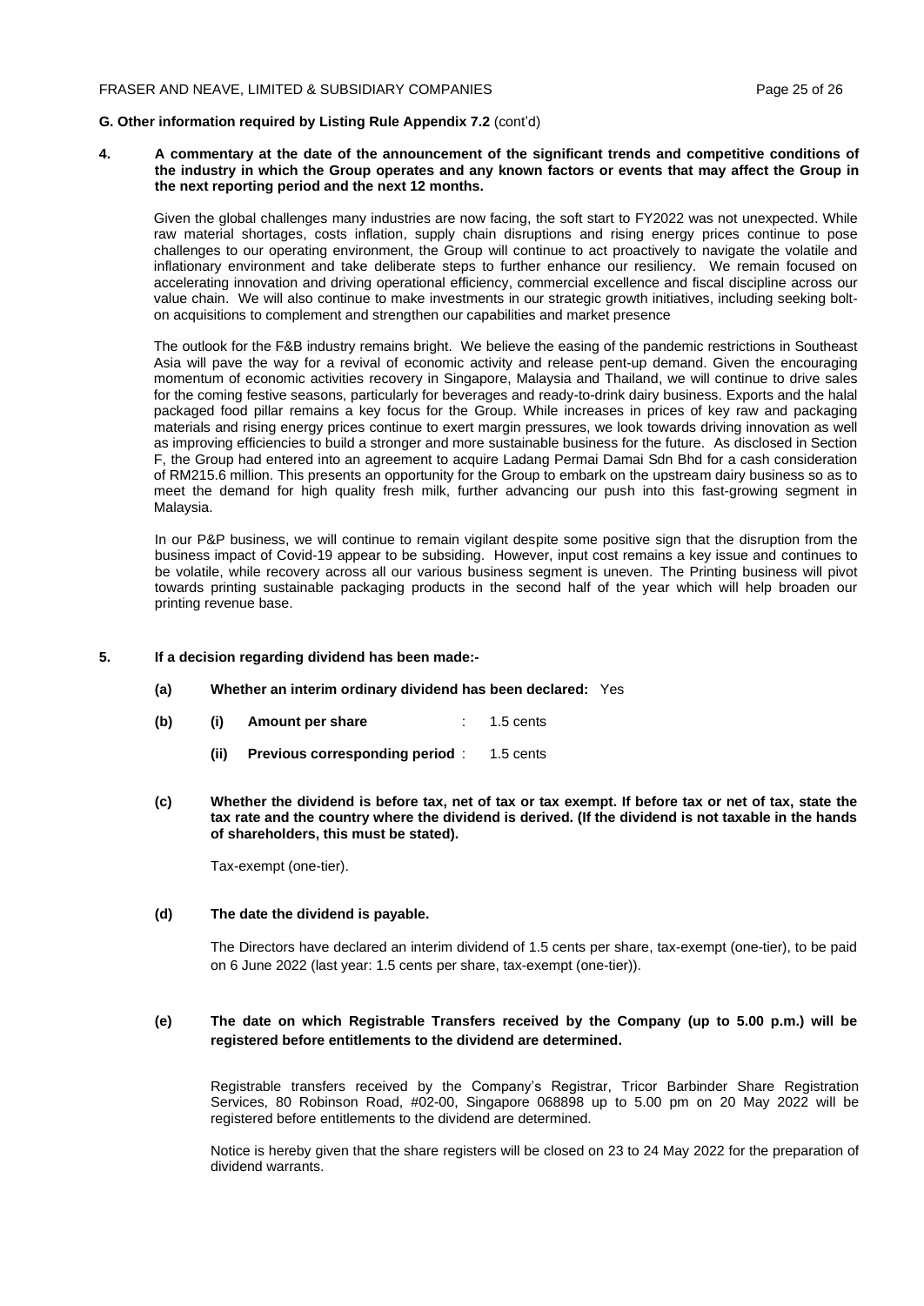**G. Other information required by Listing Rule Appendix 7.2** (cont'd)

**4. A commentary at the date of the announcement of the significant trends and competitive conditions of the industry in which the Group operates and any known factors or events that may affect the Group in the next reporting period and the next 12 months.**

Given the global challenges many industries are now facing, the soft start to FY2022 was not unexpected. While raw material shortages, costs inflation, supply chain disruptions and rising energy prices continue to pose challenges to our operating environment, the Group will continue to act proactively to navigate the volatile and inflationary environment and take deliberate steps to further enhance our resiliency. We remain focused on accelerating innovation and driving operational efficiency, commercial excellence and fiscal discipline across our value chain. We will also continue to make investments in our strategic growth initiatives, including seeking bolt-on acquisitions to complement and strengthen our capabilities and market presence

The outlook for the F&B industry remains bright. We believe the easing of the pandemic restrictions in Southeast Asia will pave the way for a revival of economic activity and release pent-up demand. Given the encouraging momentum of economic activities recovery in Singapore, Malaysia and Thailand, we will continue to drive sales for the coming festive seasons, particularly for beverages and ready-to-drink dairy business. Exports and the halal packaged food pillar remains a key focus for the Group. While increases in prices of key raw and packaging materials and rising energy prices continue to exert margin pressures, we look towards driving innovation as well as improving efficiencies to build a stronger and more sustainable business for the future. As disclosed in Section F, the Group had entered into an agreement to acquire Ladang Permai Damai Sdn Bhd for a cash consideration of RM215.6 million. This presents an opportunity for the Group to embark on the upstream dairy business so as to meet the demand for high quality fresh milk, further advancing our push into this fast-growing segment in Malaysia.

In our P&P business, we will continue to remain vigilant despite some positive sign that the disruption from the business impact of Covid-19 appear to be subsiding. However, input cost remains a key issue and continues to be volatile, while recovery across all our various business segment is uneven. The Printing business will pivot towards printing sustainable packaging products in the second half of the year which will help broaden our printing revenue base.

**5. If a decision regarding dividend has been made:-**

**(a) Whether an interim ordinary dividend has been declared:** Yes

**(b) (i) Amount per share** : 1.5 cents

**(ii) Previous corresponding period** : 1.5 cents

**(c) Whether the dividend is before tax, net of tax or tax exempt. If before tax or net of tax, state the tax rate and the country where the dividend is derived. (If the dividend is not taxable in the hands of shareholders, this must be stated).**

Tax-exempt (one-tier).

**(d) The date the dividend is payable.**

The Directors have declared an interim dividend of 1.5 cents per share, tax-exempt (one-tier), to be paid on 6 June 2022 (last year: 1.5 cents per share, tax-exempt (one-tier)).

**(e) The date on which Registrable Transfers received by the Company (up to 5.00 p.m.) will be registered before entitlements to the dividend are determined.**

Registrable transfers received by the Company's Registrar, Tricor Barbinder Share Registration Services, 80 Robinson Road, #02-00, Singapore 068898 up to 5.00 pm on 20 May 2022 will be registered before entitlements to the dividend are determined.

Notice is hereby given that the share registers will be closed on 23 to 24 May 2022 for the preparation of dividend warrants.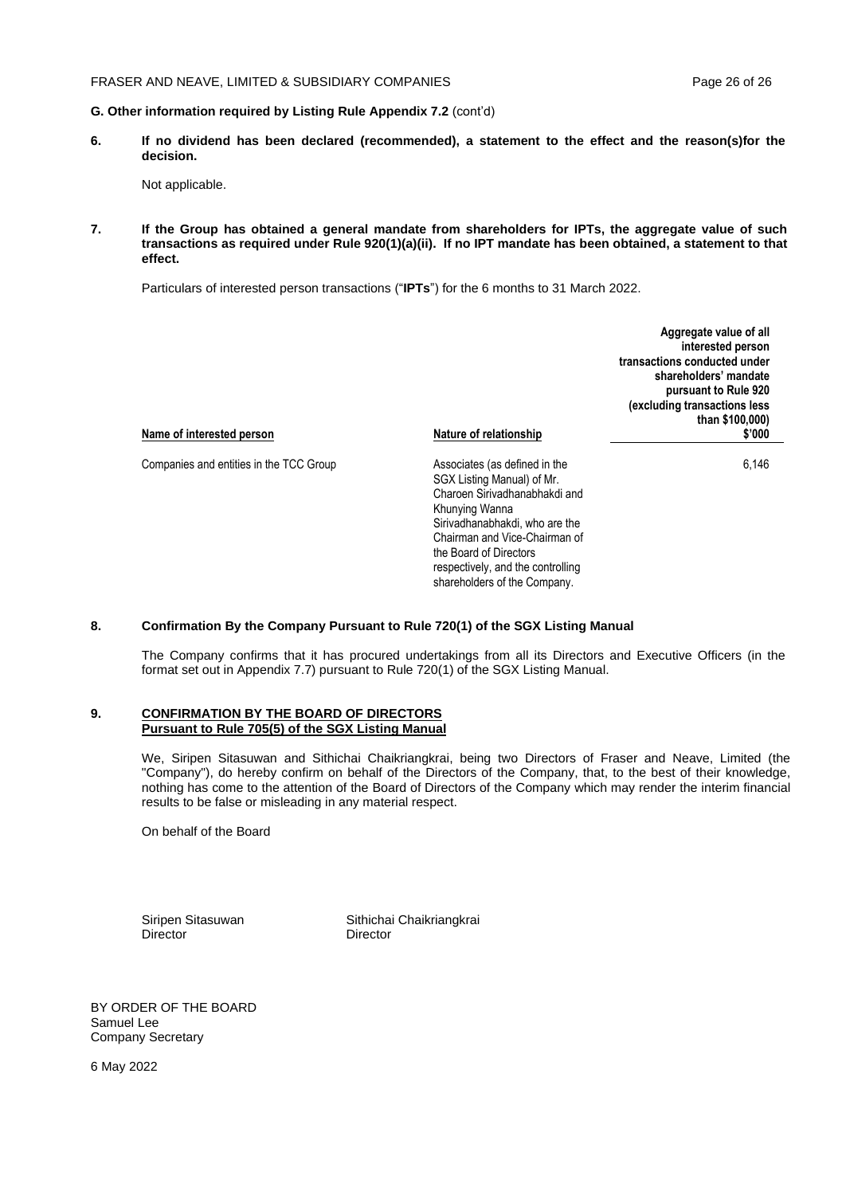**G. Other information required by Listing Rule Appendix 7.2** (cont'd)

**6. If no dividend has been declared (recommended), a statement to the effect and the reason(s)for the decision.**

Not applicable.

**7. If the Group has obtained a general mandate from shareholders for IPTs, the aggregate value of such transactions as required under Rule 920(1)(a)(ii). If no IPT mandate has been obtained, a statement to that effect.**

Particulars of interested person transactions ("**IPTs**") for the 6 months to 31 March 2022.

| Name of interested person | Nature of relationship | Aggregate value of all interested person transactions conducted under shareholders' mandate pursuant to Rule 920 (excluding transactions less than \$100,000) \$'000 |
|---|---|---|
| Companies and entities in the TCC Group | Associates (as defined in the SGX Listing Manual) of Mr. Charoen Sirivadhanabhakdi and Khunying Wanna Sirivadhanabhakdi, who are the Chairman and Vice-Chairman of the Board of Directors respectively, and the controlling shareholders of the Company. | 6,146 |

**8. Confirmation By the Company Pursuant to Rule 720(1) of the SGX Listing Manual**

The Company confirms that it has procured undertakings from all its Directors and Executive Officers (in the format set out in Appendix 7.7) pursuant to Rule 720(1) of the SGX Listing Manual.

**9. <u>CONFIRMATION BY THE BOARD OF DIRECTORS</u>**
**<u>Pursuant to Rule 705(5) of the SGX Listing Manual</u>**

We, Siripen Sitasuwan and Sithichai Chaikriangkrai, being two Directors of Fraser and Neave, Limited (the "Company"), do hereby confirm on behalf of the Directors of the Company, that, to the best of their knowledge, nothing has come to the attention of the Board of Directors of the Company which may render the interim financial results to be false or misleading in any material respect.

On behalf of the Board

Siripen Sitasuwan
Director

Sithichai Chaikriangkrai
Director

BY ORDER OF THE BOARD
Samuel Lee
Company Secretary

6 May 2022